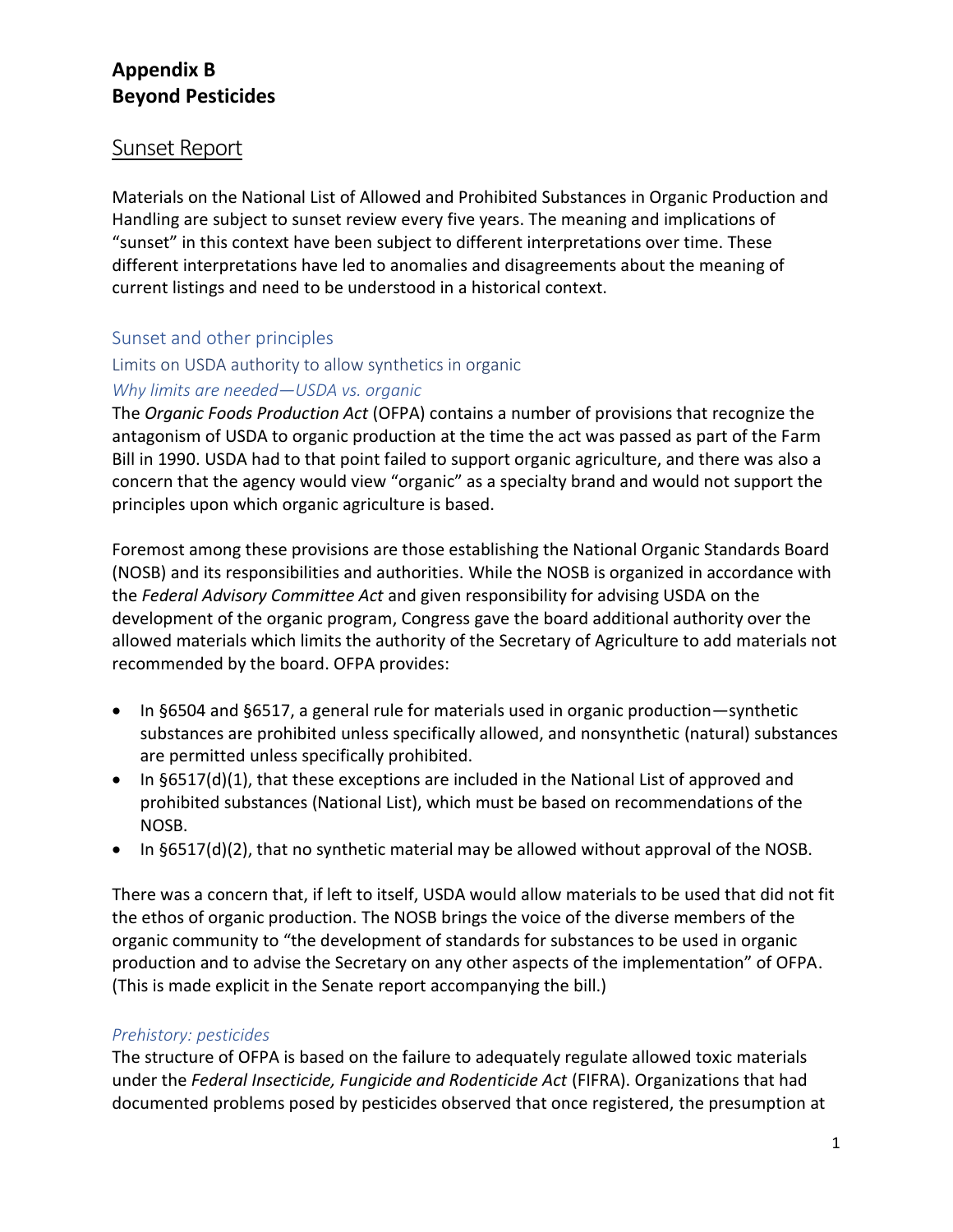# Appendix B
# Beyond Pesticides

## Sunset Report

Materials on the National List of Allowed and Prohibited Substances in Organic Production and Handling are subject to sunset review every five years. The meaning and implications of "sunset" in this context have been subject to different interpretations over time. These different interpretations have led to anomalies and disagreements about the meaning of current listings and need to be understood in a historical context.

### Sunset and other principles

#### Limits on USDA authority to allow synthetics in organic

##### *Why limits are needed—USDA vs. organic*

The *Organic Foods Production Act* (OFPA) contains a number of provisions that recognize the antagonism of USDA to organic production at the time the act was passed as part of the Farm Bill in 1990. USDA had to that point failed to support organic agriculture, and there was also a concern that the agency would view "organic" as a specialty brand and would not support the principles upon which organic agriculture is based.

Foremost among these provisions are those establishing the National Organic Standards Board (NOSB) and its responsibilities and authorities. While the NOSB is organized in accordance with the *Federal Advisory Committee Act* and given responsibility for advising USDA on the development of the organic program, Congress gave the board additional authority over the allowed materials which limits the authority of the Secretary of Agriculture to add materials not recommended by the board. OFPA provides:

- In §6504 and §6517, a general rule for materials used in organic production—synthetic substances are prohibited unless specifically allowed, and nonsynthetic (natural) substances are permitted unless specifically prohibited.
- In §6517(d)(1), that these exceptions are included in the National List of approved and prohibited substances (National List), which must be based on recommendations of the NOSB.
- In §6517(d)(2), that no synthetic material may be allowed without approval of the NOSB.

There was a concern that, if left to itself, USDA would allow materials to be used that did not fit the ethos of organic production. The NOSB brings the voice of the diverse members of the organic community to "the development of standards for substances to be used in organic production and to advise the Secretary on any other aspects of the implementation" of OFPA. (This is made explicit in the Senate report accompanying the bill.)

##### *Prehistory: pesticides*

The structure of OFPA is based on the failure to adequately regulate allowed toxic materials under the *Federal Insecticide, Fungicide and Rodenticide Act* (FIFRA). Organizations that had documented problems posed by pesticides observed that once registered, the presumption at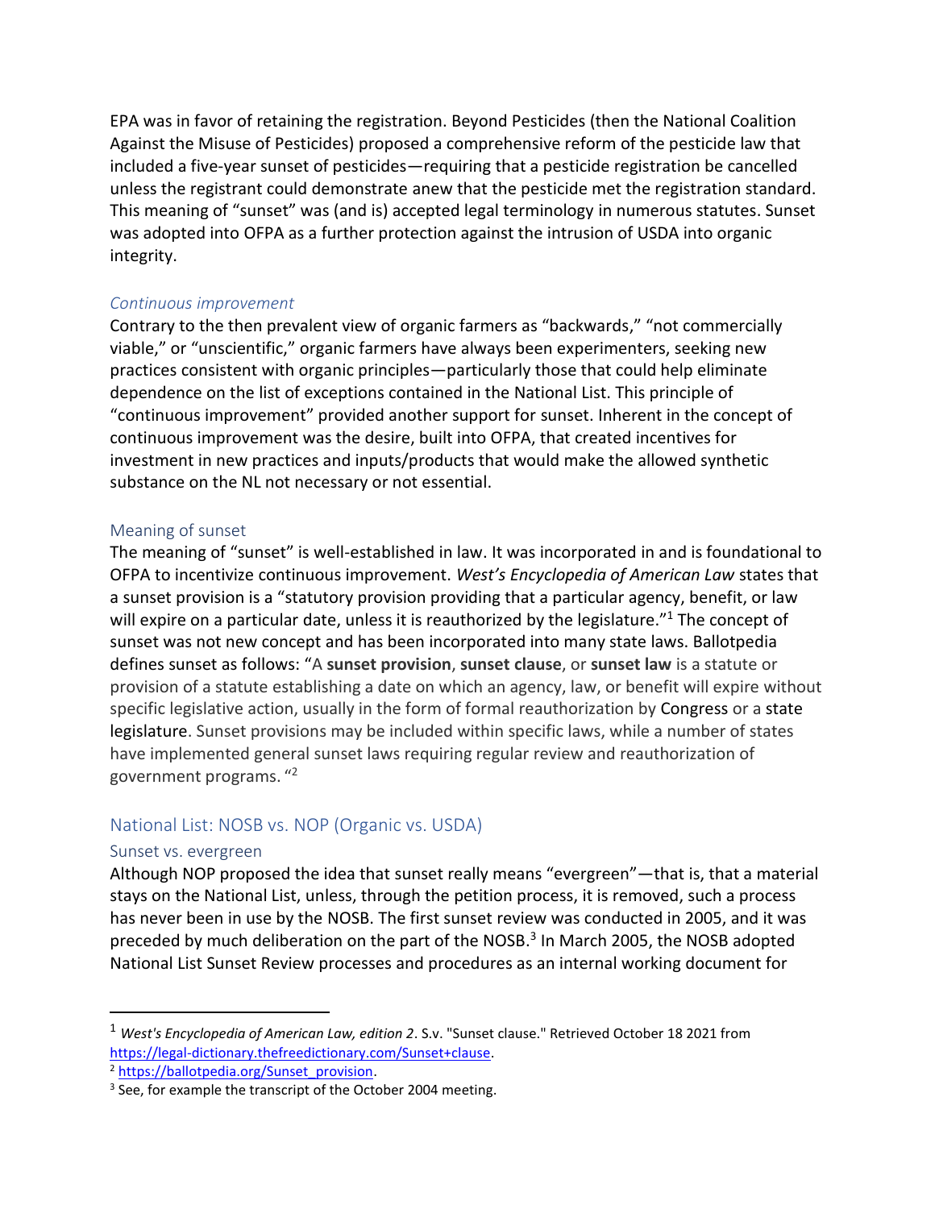EPA was in favor of retaining the registration. Beyond Pesticides (then the National Coalition Against the Misuse of Pesticides) proposed a comprehensive reform of the pesticide law that included a five-year sunset of pesticides—requiring that a pesticide registration be cancelled unless the registrant could demonstrate anew that the pesticide met the registration standard. This meaning of "sunset" was (and is) accepted legal terminology in numerous statutes. Sunset was adopted into OFPA as a further protection against the intrusion of USDA into organic integrity.

### *Continuous improvement*

Contrary to the then prevalent view of organic farmers as "backwards," "not commercially viable," or "unscientific," organic farmers have always been experimenters, seeking new practices consistent with organic principles—particularly those that could help eliminate dependence on the list of exceptions contained in the National List. This principle of "continuous improvement" provided another support for sunset. Inherent in the concept of continuous improvement was the desire, built into OFPA, that created incentives for investment in new practices and inputs/products that would make the allowed synthetic substance on the NL not necessary or not essential.

### Meaning of sunset

The meaning of "sunset" is well-established in law. It was incorporated in and is foundational to OFPA to incentivize continuous improvement. *West's Encyclopedia of American Law* states that a sunset provision is a "statutory provision providing that a particular agency, benefit, or law will expire on a particular date, unless it is reauthorized by the legislature."[1] The concept of sunset was not new concept and has been incorporated into many state laws. Ballotpedia defines sunset as follows: "A **sunset provision**, **sunset clause**, or **sunset law** is a statute or provision of a statute establishing a date on which an agency, law, or benefit will expire without specific legislative action, usually in the form of formal reauthorization by Congress or a state legislature. Sunset provisions may be included within specific laws, while a number of states have implemented general sunset laws requiring regular review and reauthorization of government programs. "[2]

## National List: NOSB vs. NOP (Organic vs. USDA)

### Sunset vs. evergreen

Although NOP proposed the idea that sunset really means "evergreen"—that is, that a material stays on the National List, unless, through the petition process, it is removed, such a process has never been in use by the NOSB. The first sunset review was conducted in 2005, and it was preceded by much deliberation on the part of the NOSB.[3] In March 2005, the NOSB adopted National List Sunset Review processes and procedures as an internal working document for

---

[1] *West's Encyclopedia of American Law, edition 2*. S.v. "Sunset clause." Retrieved October 18 2021 from https://legal-dictionary.thefreedictionary.com/Sunset+clause.

[2] https://ballotpedia.org/Sunset_provision.

[3] See, for example the transcript of the October 2004 meeting.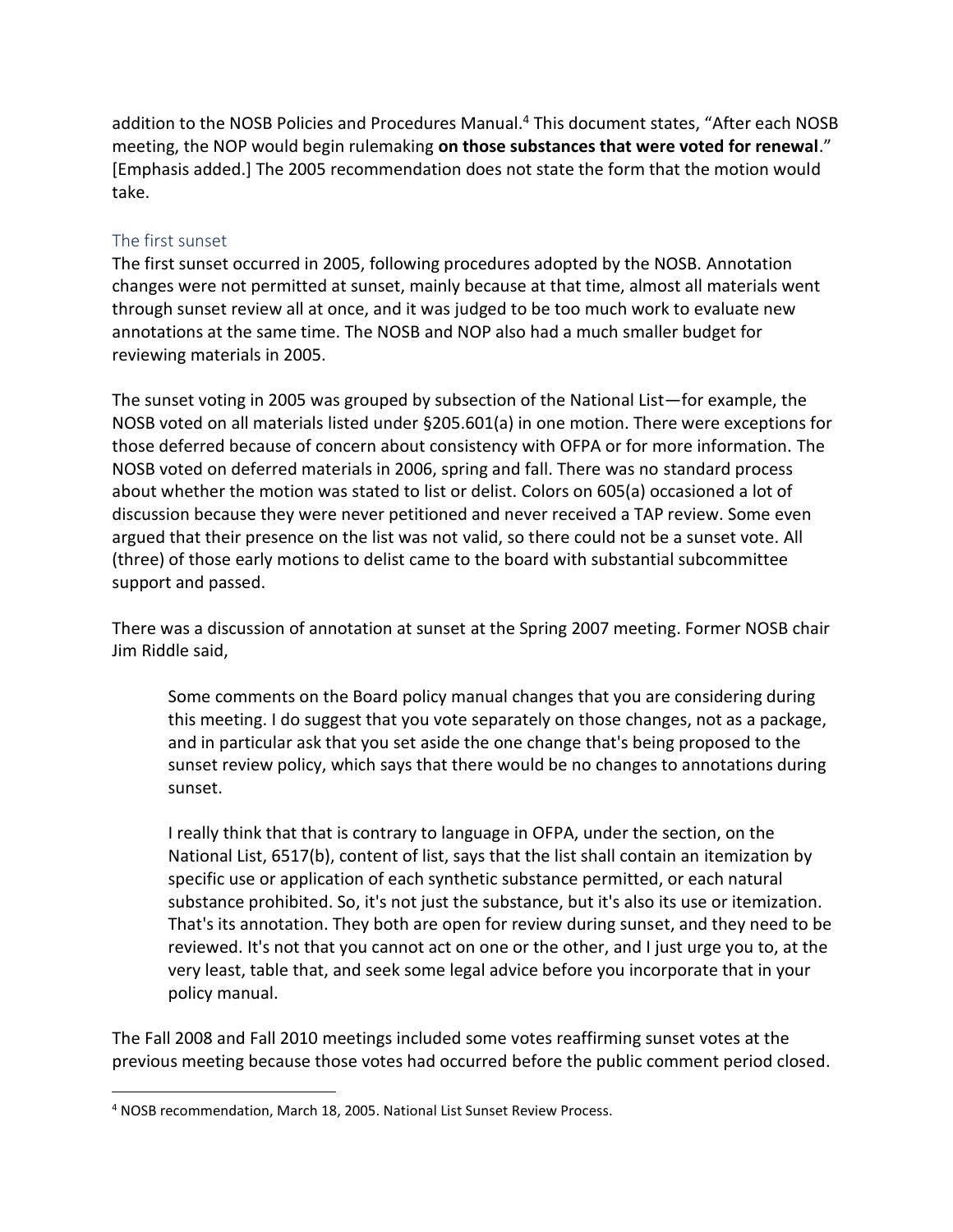addition to the NOSB Policies and Procedures Manual.[4] This document states, "After each NOSB meeting, the NOP would begin rulemaking **on those substances that were voted for renewal**." [Emphasis added.] The 2005 recommendation does not state the form that the motion would take.

### The first sunset

The first sunset occurred in 2005, following procedures adopted by the NOSB. Annotation changes were not permitted at sunset, mainly because at that time, almost all materials went through sunset review all at once, and it was judged to be too much work to evaluate new annotations at the same time. The NOSB and NOP also had a much smaller budget for reviewing materials in 2005.

The sunset voting in 2005 was grouped by subsection of the National List—for example, the NOSB voted on all materials listed under §205.601(a) in one motion. There were exceptions for those deferred because of concern about consistency with OFPA or for more information. The NOSB voted on deferred materials in 2006, spring and fall. There was no standard process about whether the motion was stated to list or delist. Colors on 605(a) occasioned a lot of discussion because they were never petitioned and never received a TAP review. Some even argued that their presence on the list was not valid, so there could not be a sunset vote. All (three) of those early motions to delist came to the board with substantial subcommittee support and passed.

There was a discussion of annotation at sunset at the Spring 2007 meeting. Former NOSB chair Jim Riddle said,

> Some comments on the Board policy manual changes that you are considering during this meeting. I do suggest that you vote separately on those changes, not as a package, and in particular ask that you set aside the one change that's being proposed to the sunset review policy, which says that there would be no changes to annotations during sunset.
>
> I really think that that is contrary to language in OFPA, under the section, on the National List, 6517(b), content of list, says that the list shall contain an itemization by specific use or application of each synthetic substance permitted, or each natural substance prohibited. So, it's not just the substance, but it's also its use or itemization. That's its annotation. They both are open for review during sunset, and they need to be reviewed. It's not that you cannot act on one or the other, and I just urge you to, at the very least, table that, and seek some legal advice before you incorporate that in your policy manual.

The Fall 2008 and Fall 2010 meetings included some votes reaffirming sunset votes at the previous meeting because those votes had occurred before the public comment period closed.

[4] NOSB recommendation, March 18, 2005. National List Sunset Review Process.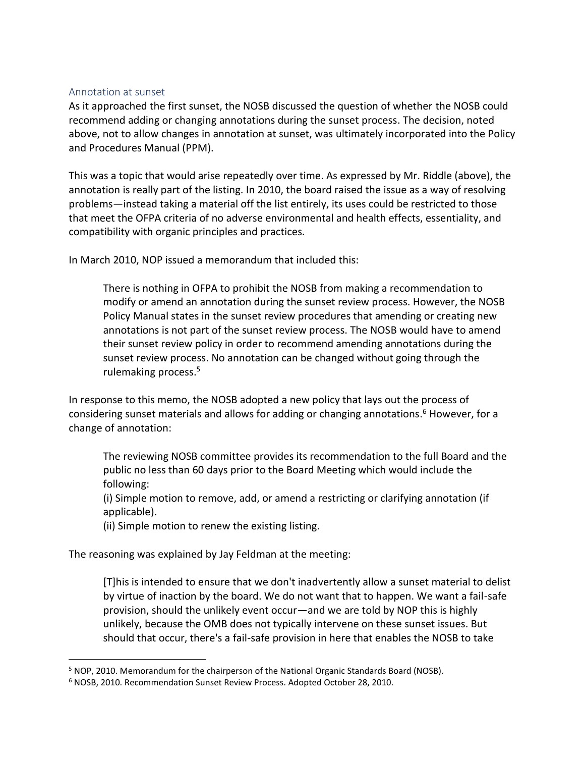### Annotation at sunset

As it approached the first sunset, the NOSB discussed the question of whether the NOSB could recommend adding or changing annotations during the sunset process. The decision, noted above, not to allow changes in annotation at sunset, was ultimately incorporated into the Policy and Procedures Manual (PPM).

This was a topic that would arise repeatedly over time. As expressed by Mr. Riddle (above), the annotation is really part of the listing. In 2010, the board raised the issue as a way of resolving problems—instead taking a material off the list entirely, its uses could be restricted to those that meet the OFPA criteria of no adverse environmental and health effects, essentiality, and compatibility with organic principles and practices.

In March 2010, NOP issued a memorandum that included this:

> There is nothing in OFPA to prohibit the NOSB from making a recommendation to modify or amend an annotation during the sunset review process. However, the NOSB Policy Manual states in the sunset review procedures that amending or creating new annotations is not part of the sunset review process. The NOSB would have to amend their sunset review policy in order to recommend amending annotations during the sunset review process. No annotation can be changed without going through the rulemaking process.[5]

In response to this memo, the NOSB adopted a new policy that lays out the process of considering sunset materials and allows for adding or changing annotations.[6] However, for a change of annotation:

> The reviewing NOSB committee provides its recommendation to the full Board and the public no less than 60 days prior to the Board Meeting which would include the following:
> (i) Simple motion to remove, add, or amend a restricting or clarifying annotation (if applicable).
> (ii) Simple motion to renew the existing listing.

The reasoning was explained by Jay Feldman at the meeting:

> [T]his is intended to ensure that we don't inadvertently allow a sunset material to delist by virtue of inaction by the board. We do not want that to happen. We want a fail-safe provision, should the unlikely event occur—and we are told by NOP this is highly unlikely, because the OMB does not typically intervene on these sunset issues. But should that occur, there's a fail-safe provision in here that enables the NOSB to take

---

[5] NOP, 2010. Memorandum for the chairperson of the National Organic Standards Board (NOSB).

[6] NOSB, 2010. Recommendation Sunset Review Process. Adopted October 28, 2010.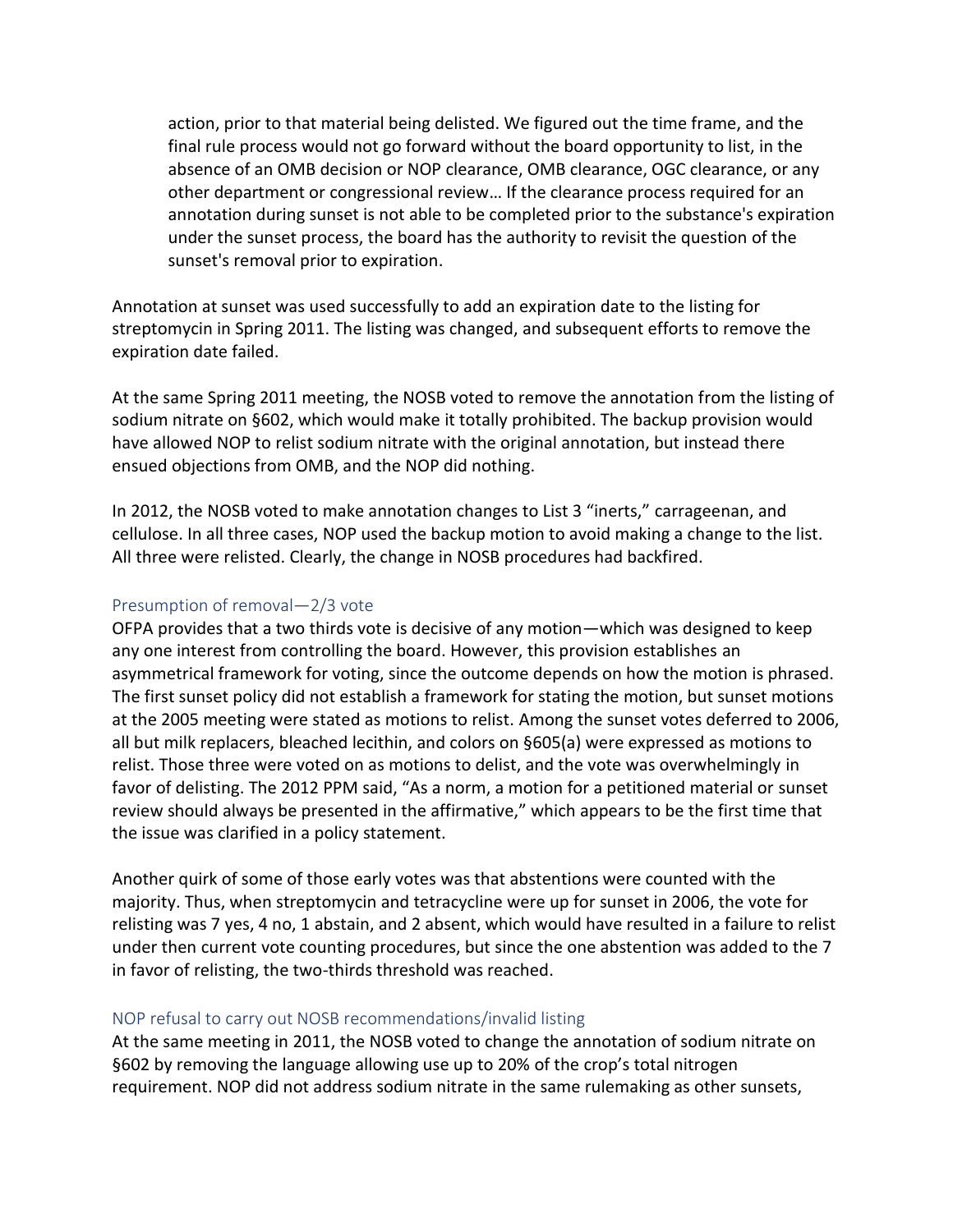> action, prior to that material being delisted. We figured out the time frame, and the final rule process would not go forward without the board opportunity to list, in the absence of an OMB decision or NOP clearance, OMB clearance, OGC clearance, or any other department or congressional review… If the clearance process required for an annotation during sunset is not able to be completed prior to the substance's expiration under the sunset process, the board has the authority to revisit the question of the sunset's removal prior to expiration.

Annotation at sunset was used successfully to add an expiration date to the listing for streptomycin in Spring 2011. The listing was changed, and subsequent efforts to remove the expiration date failed.

At the same Spring 2011 meeting, the NOSB voted to remove the annotation from the listing of sodium nitrate on §602, which would make it totally prohibited. The backup provision would have allowed NOP to relist sodium nitrate with the original annotation, but instead there ensued objections from OMB, and the NOP did nothing.

In 2012, the NOSB voted to make annotation changes to List 3 "inerts," carrageenan, and cellulose. In all three cases, NOP used the backup motion to avoid making a change to the list. All three were relisted. Clearly, the change in NOSB procedures had backfired.

### Presumption of removal—2/3 vote

OFPA provides that a two thirds vote is decisive of any motion—which was designed to keep any one interest from controlling the board. However, this provision establishes an asymmetrical framework for voting, since the outcome depends on how the motion is phrased. The first sunset policy did not establish a framework for stating the motion, but sunset motions at the 2005 meeting were stated as motions to relist. Among the sunset votes deferred to 2006, all but milk replacers, bleached lecithin, and colors on §605(a) were expressed as motions to relist. Those three were voted on as motions to delist, and the vote was overwhelmingly in favor of delisting. The 2012 PPM said, "As a norm, a motion for a petitioned material or sunset review should always be presented in the affirmative," which appears to be the first time that the issue was clarified in a policy statement.

Another quirk of some of those early votes was that abstentions were counted with the majority. Thus, when streptomycin and tetracycline were up for sunset in 2006, the vote for relisting was 7 yes, 4 no, 1 abstain, and 2 absent, which would have resulted in a failure to relist under then current vote counting procedures, but since the one abstention was added to the 7 in favor of relisting, the two-thirds threshold was reached.

### NOP refusal to carry out NOSB recommendations/invalid listing

At the same meeting in 2011, the NOSB voted to change the annotation of sodium nitrate on §602 by removing the language allowing use up to 20% of the crop's total nitrogen requirement. NOP did not address sodium nitrate in the same rulemaking as other sunsets,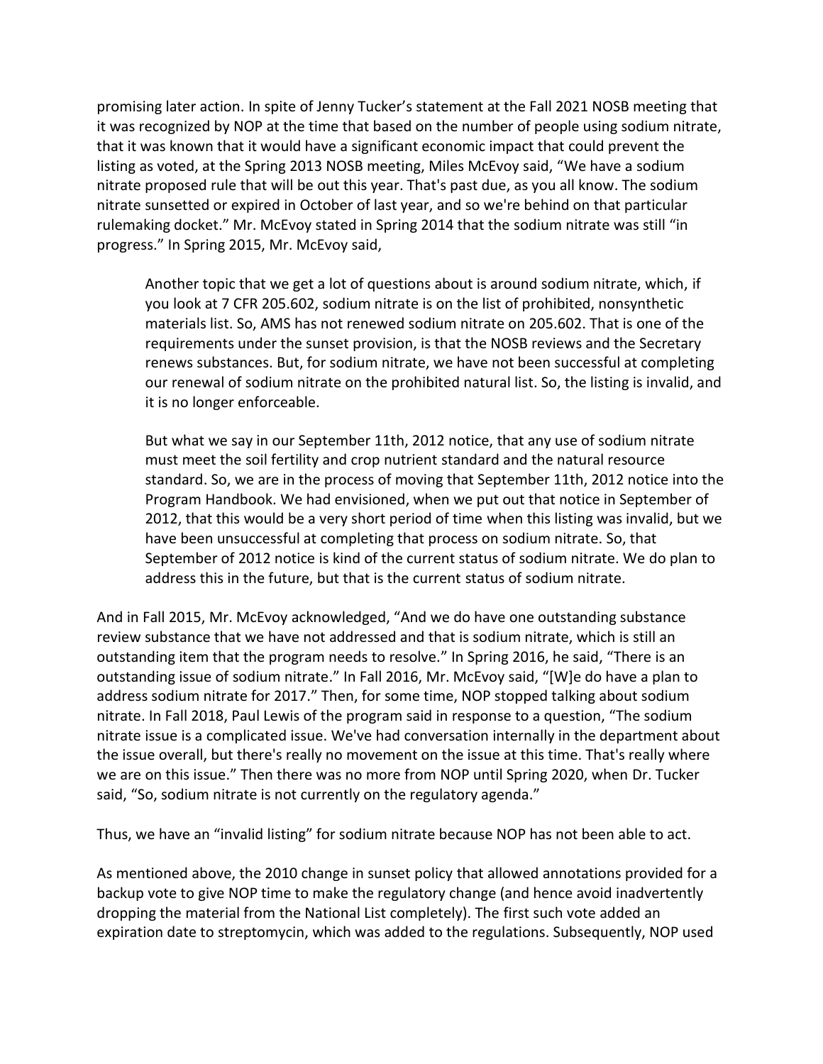promising later action. In spite of Jenny Tucker's statement at the Fall 2021 NOSB meeting that it was recognized by NOP at the time that based on the number of people using sodium nitrate, that it was known that it would have a significant economic impact that could prevent the listing as voted, at the Spring 2013 NOSB meeting, Miles McEvoy said, "We have a sodium nitrate proposed rule that will be out this year. That's past due, as you all know. The sodium nitrate sunsetted or expired in October of last year, and so we're behind on that particular rulemaking docket." Mr. McEvoy stated in Spring 2014 that the sodium nitrate was still "in progress." In Spring 2015, Mr. McEvoy said,

> Another topic that we get a lot of questions about is around sodium nitrate, which, if you look at 7 CFR 205.602, sodium nitrate is on the list of prohibited, nonsynthetic materials list. So, AMS has not renewed sodium nitrate on 205.602. That is one of the requirements under the sunset provision, is that the NOSB reviews and the Secretary renews substances. But, for sodium nitrate, we have not been successful at completing our renewal of sodium nitrate on the prohibited natural list. So, the listing is invalid, and it is no longer enforceable.
>
> But what we say in our September 11th, 2012 notice, that any use of sodium nitrate must meet the soil fertility and crop nutrient standard and the natural resource standard. So, we are in the process of moving that September 11th, 2012 notice into the Program Handbook. We had envisioned, when we put out that notice in September of 2012, that this would be a very short period of time when this listing was invalid, but we have been unsuccessful at completing that process on sodium nitrate. So, that September of 2012 notice is kind of the current status of sodium nitrate. We do plan to address this in the future, but that is the current status of sodium nitrate.

And in Fall 2015, Mr. McEvoy acknowledged, "And we do have one outstanding substance review substance that we have not addressed and that is sodium nitrate, which is still an outstanding item that the program needs to resolve." In Spring 2016, he said, "There is an outstanding issue of sodium nitrate." In Fall 2016, Mr. McEvoy said, "[W]e do have a plan to address sodium nitrate for 2017." Then, for some time, NOP stopped talking about sodium nitrate. In Fall 2018, Paul Lewis of the program said in response to a question, "The sodium nitrate issue is a complicated issue. We've had conversation internally in the department about the issue overall, but there's really no movement on the issue at this time. That's really where we are on this issue." Then there was no more from NOP until Spring 2020, when Dr. Tucker said, "So, sodium nitrate is not currently on the regulatory agenda."

Thus, we have an "invalid listing" for sodium nitrate because NOP has not been able to act.

As mentioned above, the 2010 change in sunset policy that allowed annotations provided for a backup vote to give NOP time to make the regulatory change (and hence avoid inadvertently dropping the material from the National List completely). The first such vote added an expiration date to streptomycin, which was added to the regulations. Subsequently, NOP used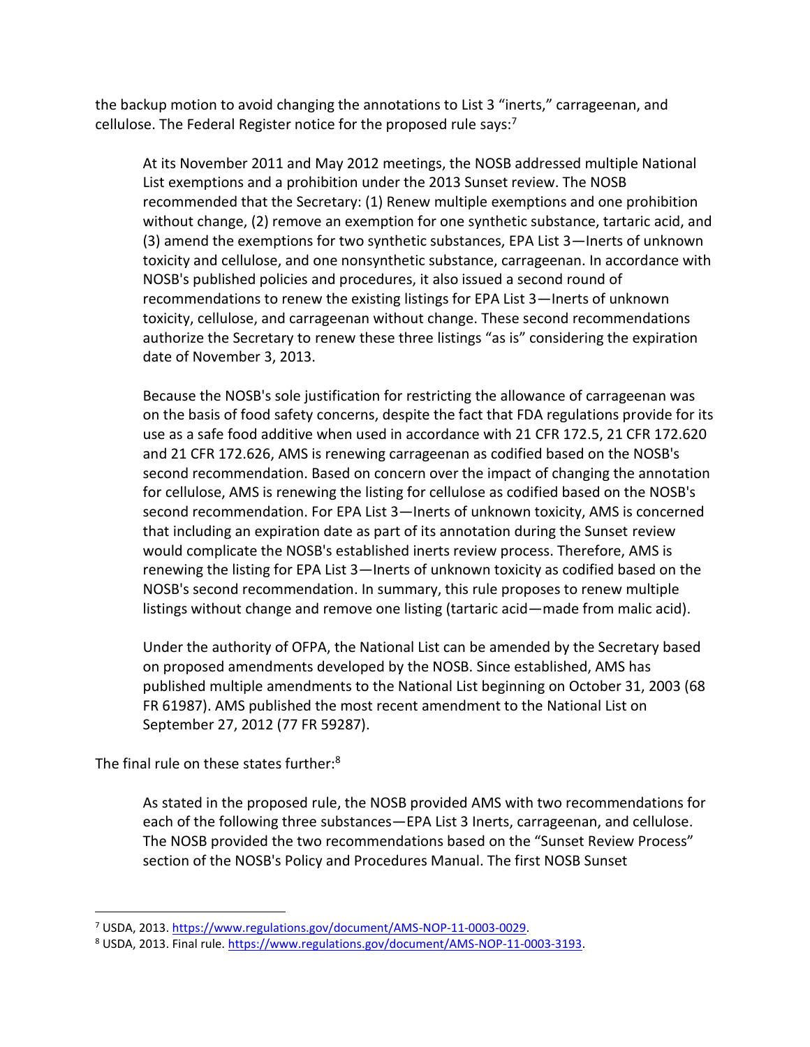the backup motion to avoid changing the annotations to List 3 "inerts," carrageenan, and cellulose. The Federal Register notice for the proposed rule says:[7]

> At its November 2011 and May 2012 meetings, the NOSB addressed multiple National List exemptions and a prohibition under the 2013 Sunset review. The NOSB recommended that the Secretary: (1) Renew multiple exemptions and one prohibition without change, (2) remove an exemption for one synthetic substance, tartaric acid, and (3) amend the exemptions for two synthetic substances, EPA List 3—Inerts of unknown toxicity and cellulose, and one nonsynthetic substance, carrageenan. In accordance with NOSB's published policies and procedures, it also issued a second round of recommendations to renew the existing listings for EPA List 3—Inerts of unknown toxicity, cellulose, and carrageenan without change. These second recommendations authorize the Secretary to renew these three listings "as is" considering the expiration date of November 3, 2013.
>
> Because the NOSB's sole justification for restricting the allowance of carrageenan was on the basis of food safety concerns, despite the fact that FDA regulations provide for its use as a safe food additive when used in accordance with 21 CFR 172.5, 21 CFR 172.620 and 21 CFR 172.626, AMS is renewing carrageenan as codified based on the NOSB's second recommendation. Based on concern over the impact of changing the annotation for cellulose, AMS is renewing the listing for cellulose as codified based on the NOSB's second recommendation. For EPA List 3—Inerts of unknown toxicity, AMS is concerned that including an expiration date as part of its annotation during the Sunset review would complicate the NOSB's established inerts review process. Therefore, AMS is renewing the listing for EPA List 3—Inerts of unknown toxicity as codified based on the NOSB's second recommendation. In summary, this rule proposes to renew multiple listings without change and remove one listing (tartaric acid—made from malic acid).
>
> Under the authority of OFPA, the National List can be amended by the Secretary based on proposed amendments developed by the NOSB. Since established, AMS has published multiple amendments to the National List beginning on October 31, 2003 (68 FR 61987). AMS published the most recent amendment to the National List on September 27, 2012 (77 FR 59287).

The final rule on these states further:[8]

> As stated in the proposed rule, the NOSB provided AMS with two recommendations for each of the following three substances—EPA List 3 Inerts, carrageenan, and cellulose. The NOSB provided the two recommendations based on the "Sunset Review Process" section of the NOSB's Policy and Procedures Manual. The first NOSB Sunset

---

[7] USDA, 2013. https://www.regulations.gov/document/AMS-NOP-11-0003-0029.

[8] USDA, 2013. Final rule. https://www.regulations.gov/document/AMS-NOP-11-0003-3193.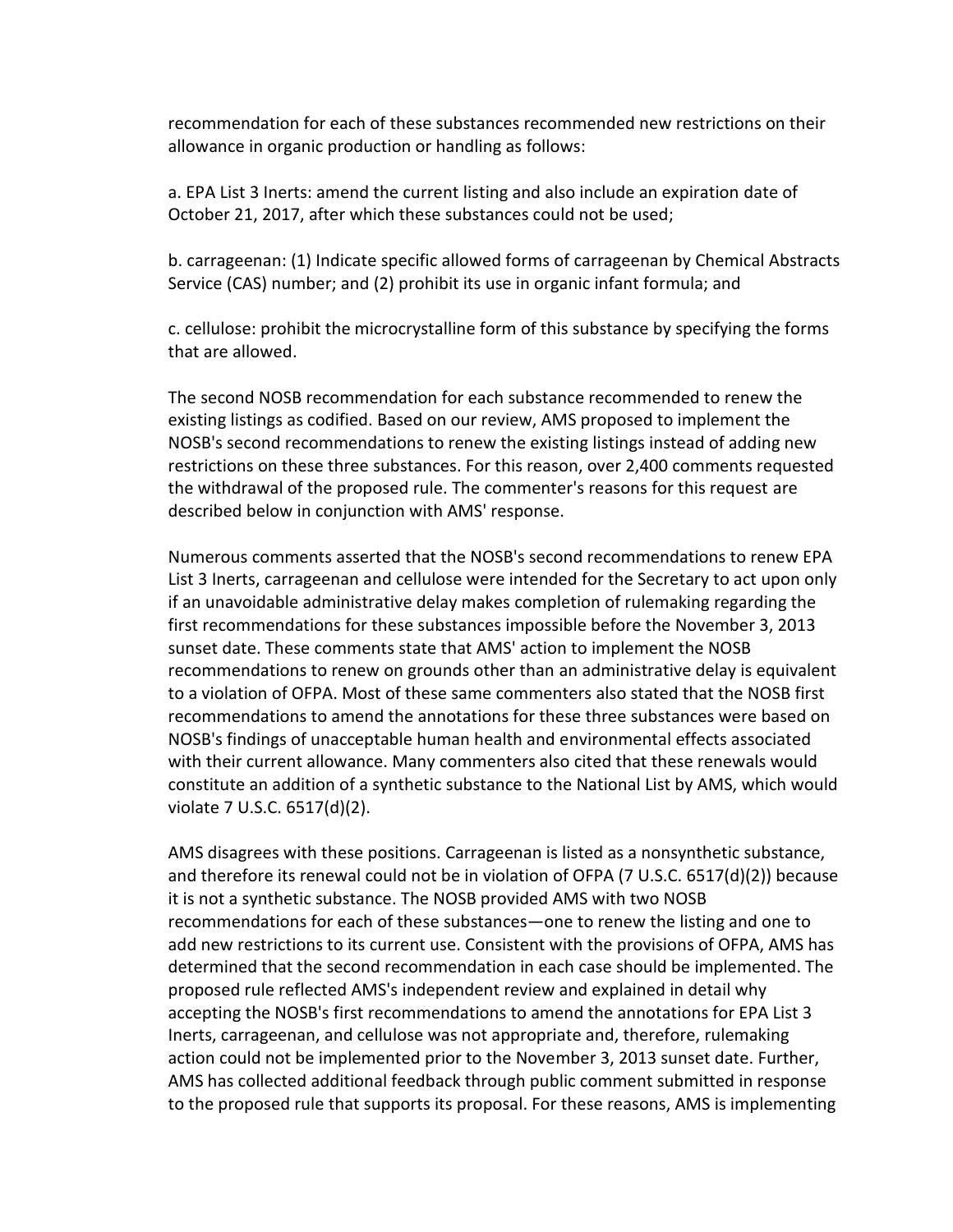recommendation for each of these substances recommended new restrictions on their allowance in organic production or handling as follows:

a. EPA List 3 Inerts: amend the current listing and also include an expiration date of October 21, 2017, after which these substances could not be used;

b. carrageenan: (1) Indicate specific allowed forms of carrageenan by Chemical Abstracts Service (CAS) number; and (2) prohibit its use in organic infant formula; and

c. cellulose: prohibit the microcrystalline form of this substance by specifying the forms that are allowed.

The second NOSB recommendation for each substance recommended to renew the existing listings as codified. Based on our review, AMS proposed to implement the NOSB's second recommendations to renew the existing listings instead of adding new restrictions on these three substances. For this reason, over 2,400 comments requested the withdrawal of the proposed rule. The commenter's reasons for this request are described below in conjunction with AMS' response.

Numerous comments asserted that the NOSB's second recommendations to renew EPA List 3 Inerts, carrageenan and cellulose were intended for the Secretary to act upon only if an unavoidable administrative delay makes completion of rulemaking regarding the first recommendations for these substances impossible before the November 3, 2013 sunset date. These comments state that AMS' action to implement the NOSB recommendations to renew on grounds other than an administrative delay is equivalent to a violation of OFPA. Most of these same commenters also stated that the NOSB first recommendations to amend the annotations for these three substances were based on NOSB's findings of unacceptable human health and environmental effects associated with their current allowance. Many commenters also cited that these renewals would constitute an addition of a synthetic substance to the National List by AMS, which would violate 7 U.S.C. 6517(d)(2).

AMS disagrees with these positions. Carrageenan is listed as a nonsynthetic substance, and therefore its renewal could not be in violation of OFPA (7 U.S.C. 6517(d)(2)) because it is not a synthetic substance. The NOSB provided AMS with two NOSB recommendations for each of these substances—one to renew the listing and one to add new restrictions to its current use. Consistent with the provisions of OFPA, AMS has determined that the second recommendation in each case should be implemented. The proposed rule reflected AMS's independent review and explained in detail why accepting the NOSB's first recommendations to amend the annotations for EPA List 3 Inerts, carrageenan, and cellulose was not appropriate and, therefore, rulemaking action could not be implemented prior to the November 3, 2013 sunset date. Further, AMS has collected additional feedback through public comment submitted in response to the proposed rule that supports its proposal. For these reasons, AMS is implementing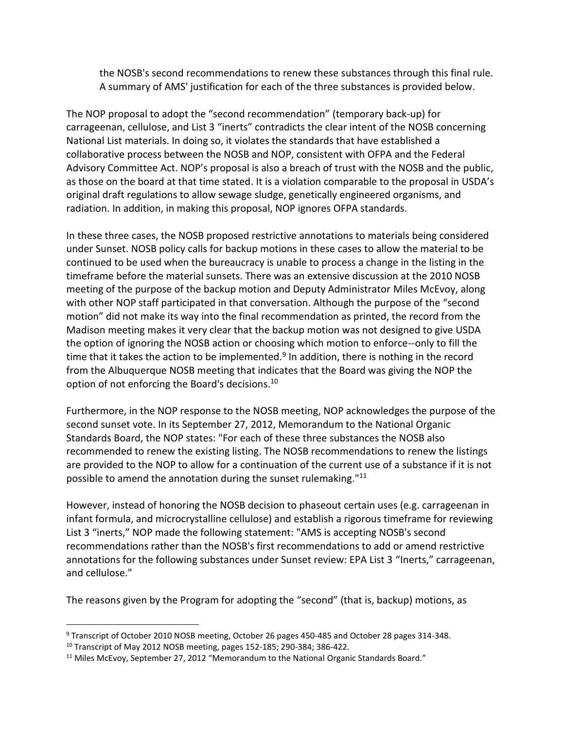> the NOSB's second recommendations to renew these substances through this final rule. A summary of AMS' justification for each of the three substances is provided below.

The NOP proposal to adopt the "second recommendation" (temporary back-up) for carrageenan, cellulose, and List 3 "inerts" contradicts the clear intent of the NOSB concerning National List materials. In doing so, it violates the standards that have established a collaborative process between the NOSB and NOP, consistent with OFPA and the Federal Advisory Committee Act. NOP's proposal is also a breach of trust with the NOSB and the public, as those on the board at that time stated. It is a violation comparable to the proposal in USDA's original draft regulations to allow sewage sludge, genetically engineered organisms, and radiation. In addition, in making this proposal, NOP ignores OFPA standards.

In these three cases, the NOSB proposed restrictive annotations to materials being considered under Sunset. NOSB policy calls for backup motions in these cases to allow the material to be continued to be used when the bureaucracy is unable to process a change in the listing in the timeframe before the material sunsets. There was an extensive discussion at the 2010 NOSB meeting of the purpose of the backup motion and Deputy Administrator Miles McEvoy, along with other NOP staff participated in that conversation. Although the purpose of the "second motion" did not make its way into the final recommendation as printed, the record from the Madison meeting makes it very clear that the backup motion was not designed to give USDA the option of ignoring the NOSB action or choosing which motion to enforce--only to fill the time that it takes the action to be implemented.[9] In addition, there is nothing in the record from the Albuquerque NOSB meeting that indicates that the Board was giving the NOP the option of not enforcing the Board's decisions.[10]

Furthermore, in the NOP response to the NOSB meeting, NOP acknowledges the purpose of the second sunset vote. In its September 27, 2012, Memorandum to the National Organic Standards Board, the NOP states: "For each of these three substances the NOSB also recommended to renew the existing listing. The NOSB recommendations to renew the listings are provided to the NOP to allow for a continuation of the current use of a substance if it is not possible to amend the annotation during the sunset rulemaking."[11]

However, instead of honoring the NOSB decision to phaseout certain uses (e.g. carrageenan in infant formula, and microcrystalline cellulose) and establish a rigorous timeframe for reviewing List 3 "inerts," NOP made the following statement: "AMS is accepting NOSB's second recommendations rather than the NOSB's first recommendations to add or amend restrictive annotations for the following substances under Sunset review: EPA List 3 "Inerts," carrageenan, and cellulose."

The reasons given by the Program for adopting the "second" (that is, backup) motions, as

---

[9] Transcript of October 2010 NOSB meeting, October 26 pages 450-485 and October 28 pages 314-348.

[10] Transcript of May 2012 NOSB meeting, pages 152-185; 290-384; 386-422.

[11] Miles McEvoy, September 27, 2012 "Memorandum to the National Organic Standards Board."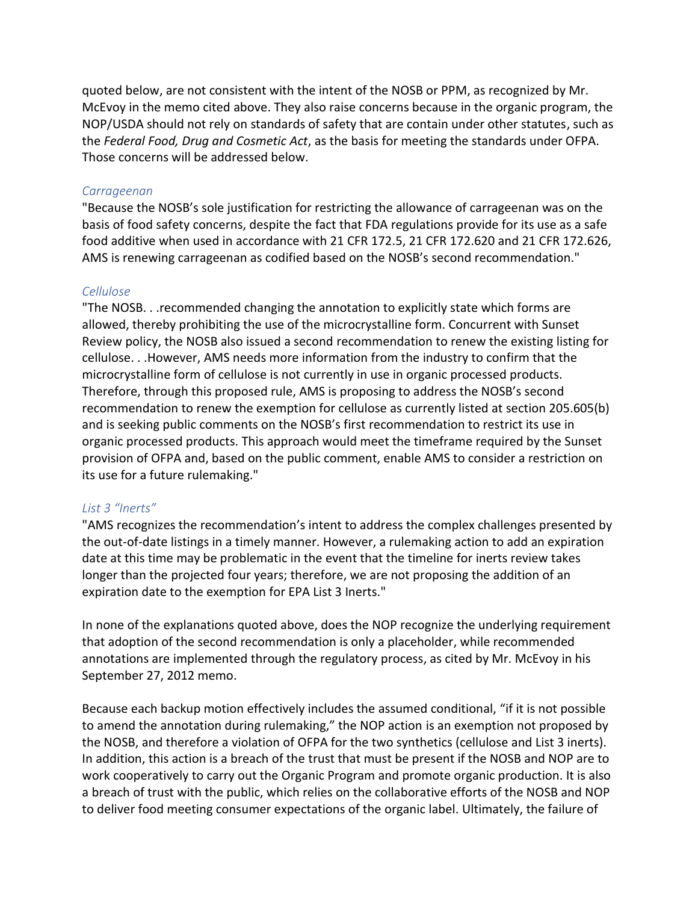quoted below, are not consistent with the intent of the NOSB or PPM, as recognized by Mr. McEvoy in the memo cited above. They also raise concerns because in the organic program, the NOP/USDA should not rely on standards of safety that are contain under other statutes, such as the *Federal Food, Drug and Cosmetic Act*, as the basis for meeting the standards under OFPA. Those concerns will be addressed below.

### *Carrageenan*

"Because the NOSB's sole justification for restricting the allowance of carrageenan was on the basis of food safety concerns, despite the fact that FDA regulations provide for its use as a safe food additive when used in accordance with 21 CFR 172.5, 21 CFR 172.620 and 21 CFR 172.626, AMS is renewing carrageenan as codified based on the NOSB's second recommendation."

### *Cellulose*

"The NOSB. . .recommended changing the annotation to explicitly state which forms are allowed, thereby prohibiting the use of the microcrystalline form. Concurrent with Sunset Review policy, the NOSB also issued a second recommendation to renew the existing listing for cellulose. . .However, AMS needs more information from the industry to confirm that the microcrystalline form of cellulose is not currently in use in organic processed products. Therefore, through this proposed rule, AMS is proposing to address the NOSB's second recommendation to renew the exemption for cellulose as currently listed at section 205.605(b) and is seeking public comments on the NOSB's first recommendation to restrict its use in organic processed products. This approach would meet the timeframe required by the Sunset provision of OFPA and, based on the public comment, enable AMS to consider a restriction on its use for a future rulemaking."

### *List 3 "Inerts"*

"AMS recognizes the recommendation's intent to address the complex challenges presented by the out-of-date listings in a timely manner. However, a rulemaking action to add an expiration date at this time may be problematic in the event that the timeline for inerts review takes longer than the projected four years; therefore, we are not proposing the addition of an expiration date to the exemption for EPA List 3 Inerts."

In none of the explanations quoted above, does the NOP recognize the underlying requirement that adoption of the second recommendation is only a placeholder, while recommended annotations are implemented through the regulatory process, as cited by Mr. McEvoy in his September 27, 2012 memo.

Because each backup motion effectively includes the assumed conditional, "if it is not possible to amend the annotation during rulemaking," the NOP action is an exemption not proposed by the NOSB, and therefore a violation of OFPA for the two synthetics (cellulose and List 3 inerts). In addition, this action is a breach of the trust that must be present if the NOSB and NOP are to work cooperatively to carry out the Organic Program and promote organic production. It is also a breach of trust with the public, which relies on the collaborative efforts of the NOSB and NOP to deliver food meeting consumer expectations of the organic label. Ultimately, the failure of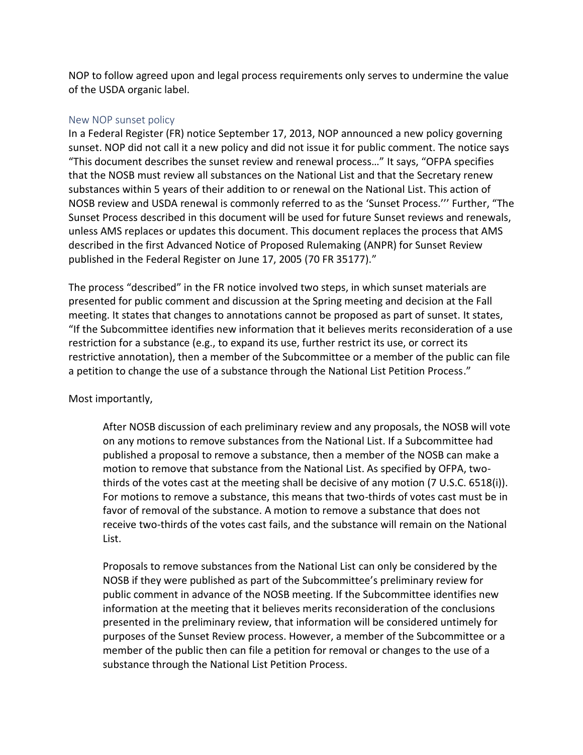NOP to follow agreed upon and legal process requirements only serves to undermine the value of the USDA organic label.

### New NOP sunset policy

In a Federal Register (FR) notice September 17, 2013, NOP announced a new policy governing sunset. NOP did not call it a new policy and did not issue it for public comment. The notice says "This document describes the sunset review and renewal process…" It says, "OFPA specifies that the NOSB must review all substances on the National List and that the Secretary renew substances within 5 years of their addition to or renewal on the National List. This action of NOSB review and USDA renewal is commonly referred to as the 'Sunset Process.'" Further, "The Sunset Process described in this document will be used for future Sunset reviews and renewals, unless AMS replaces or updates this document. This document replaces the process that AMS described in the first Advanced Notice of Proposed Rulemaking (ANPR) for Sunset Review published in the Federal Register on June 17, 2005 (70 FR 35177)."

The process "described" in the FR notice involved two steps, in which sunset materials are presented for public comment and discussion at the Spring meeting and decision at the Fall meeting. It states that changes to annotations cannot be proposed as part of sunset. It states, "If the Subcommittee identifies new information that it believes merits reconsideration of a use restriction for a substance (e.g., to expand its use, further restrict its use, or correct its restrictive annotation), then a member of the Subcommittee or a member of the public can file a petition to change the use of a substance through the National List Petition Process."

Most importantly,

> After NOSB discussion of each preliminary review and any proposals, the NOSB will vote on any motions to remove substances from the National List. If a Subcommittee had published a proposal to remove a substance, then a member of the NOSB can make a motion to remove that substance from the National List. As specified by OFPA, two-thirds of the votes cast at the meeting shall be decisive of any motion (7 U.S.C. 6518(i)). For motions to remove a substance, this means that two-thirds of votes cast must be in favor of removal of the substance. A motion to remove a substance that does not receive two-thirds of the votes cast fails, and the substance will remain on the National List.
>
> Proposals to remove substances from the National List can only be considered by the NOSB if they were published as part of the Subcommittee's preliminary review for public comment in advance of the NOSB meeting. If the Subcommittee identifies new information at the meeting that it believes merits reconsideration of the conclusions presented in the preliminary review, that information will be considered untimely for purposes of the Sunset Review process. However, a member of the Subcommittee or a member of the public then can file a petition for removal or changes to the use of a substance through the National List Petition Process.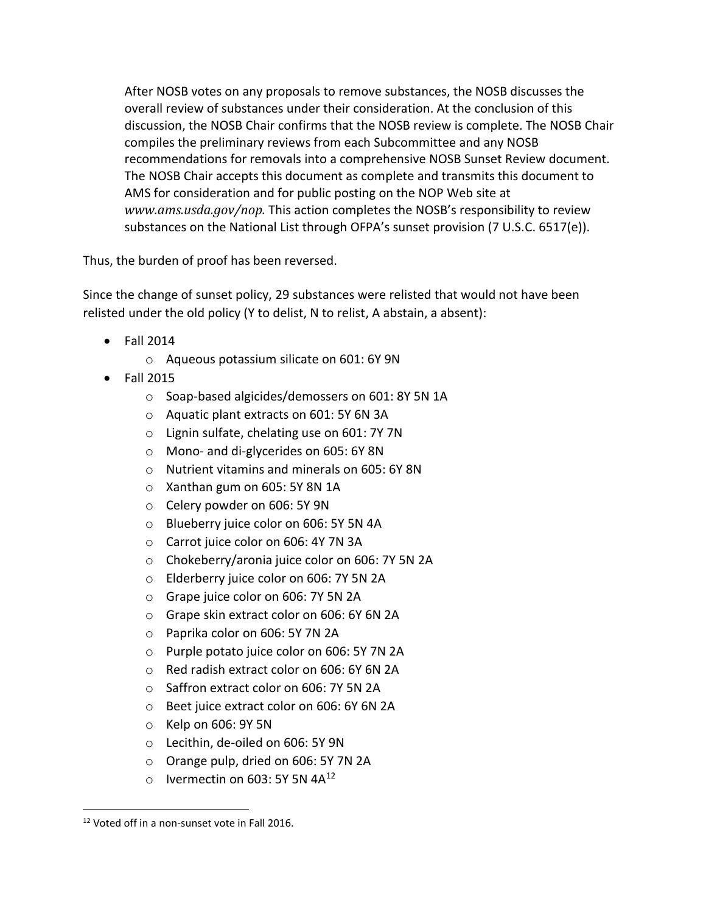> After NOSB votes on any proposals to remove substances, the NOSB discusses the overall review of substances under their consideration. At the conclusion of this discussion, the NOSB Chair confirms that the NOSB review is complete. The NOSB Chair compiles the preliminary reviews from each Subcommittee and any NOSB recommendations for removals into a comprehensive NOSB Sunset Review document. The NOSB Chair accepts this document as complete and transmits this document to AMS for consideration and for public posting on the NOP Web site at *www.ams.usda.gov/nop.* This action completes the NOSB's responsibility to review substances on the National List through OFPA's sunset provision (7 U.S.C. 6517(e)).

Thus, the burden of proof has been reversed.

Since the change of sunset policy, 29 substances were relisted that would not have been relisted under the old policy (Y to delist, N to relist, A abstain, a absent):

- Fall 2014
  - Aqueous potassium silicate on 601: 6Y 9N
- Fall 2015
  - Soap-based algicides/demossers on 601: 8Y 5N 1A
  - Aquatic plant extracts on 601: 5Y 6N 3A
  - Lignin sulfate, chelating use on 601: 7Y 7N
  - Mono- and di-glycerides on 605: 6Y 8N
  - Nutrient vitamins and minerals on 605: 6Y 8N
  - Xanthan gum on 605: 5Y 8N 1A
  - Celery powder on 606: 5Y 9N
  - Blueberry juice color on 606: 5Y 5N 4A
  - Carrot juice color on 606: 4Y 7N 3A
  - Chokeberry/aronia juice color on 606: 7Y 5N 2A
  - Elderberry juice color on 606: 7Y 5N 2A
  - Grape juice color on 606: 7Y 5N 2A
  - Grape skin extract color on 606: 6Y 6N 2A
  - Paprika color on 606: 5Y 7N 2A
  - Purple potato juice color on 606: 5Y 7N 2A
  - Red radish extract color on 606: 6Y 6N 2A
  - Saffron extract color on 606: 7Y 5N 2A
  - Beet juice extract color on 606: 6Y 6N 2A
  - Kelp on 606: 9Y 5N
  - Lecithin, de-oiled on 606: 5Y 9N
  - Orange pulp, dried on 606: 5Y 7N 2A
  - Ivermectin on 603: 5Y 5N 4A[12]

[12] Voted off in a non-sunset vote in Fall 2016.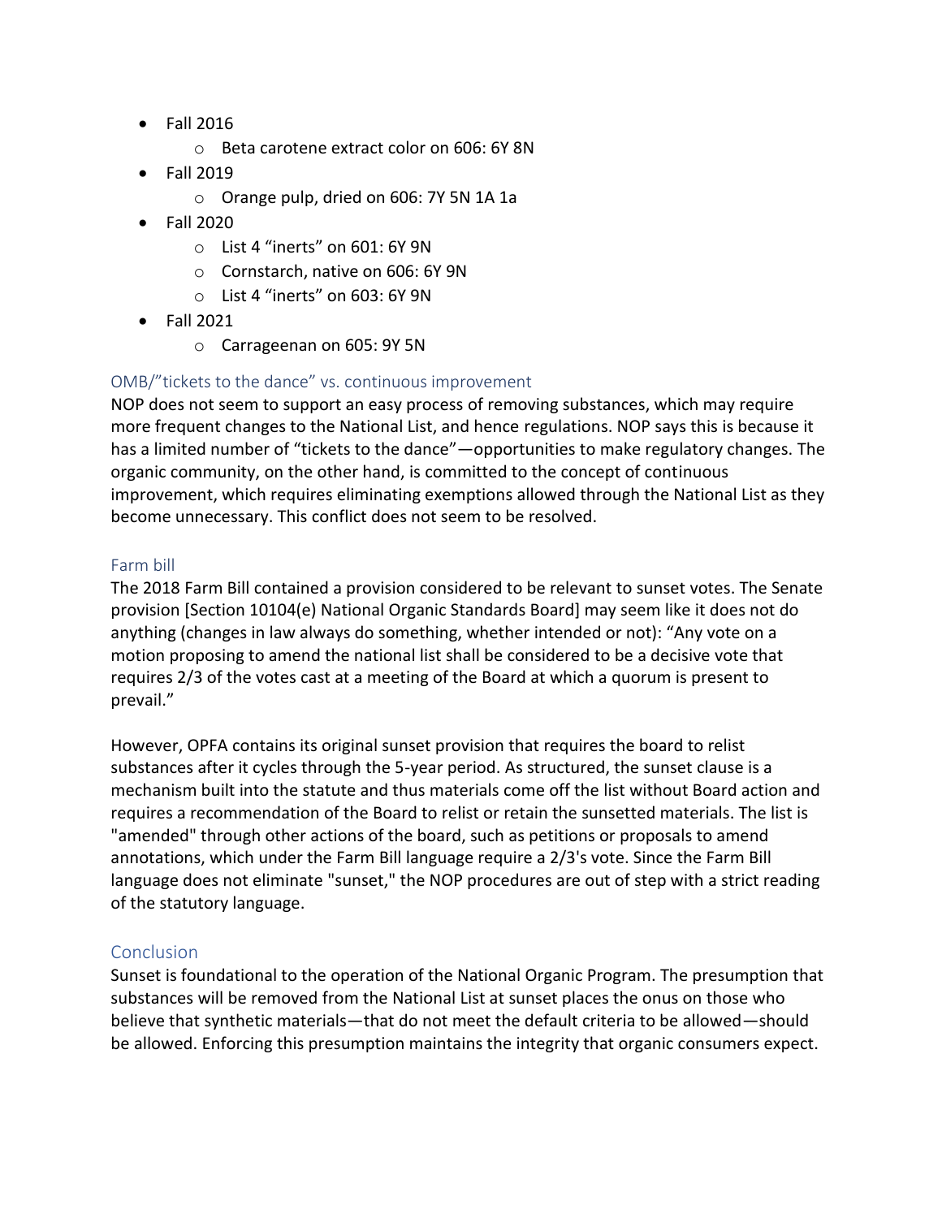- Fall 2016
    - Beta carotene extract color on 606: 6Y 8N
- Fall 2019
    - Orange pulp, dried on 606: 7Y 5N 1A 1a
- Fall 2020
    - List 4 "inerts" on 601: 6Y 9N
    - Cornstarch, native on 606: 6Y 9N
    - List 4 "inerts" on 603: 6Y 9N
- Fall 2021
    - Carrageenan on 605: 9Y 5N

### OMB/"tickets to the dance" vs. continuous improvement

NOP does not seem to support an easy process of removing substances, which may require more frequent changes to the National List, and hence regulations. NOP says this is because it has a limited number of "tickets to the dance"—opportunities to make regulatory changes. The organic community, on the other hand, is committed to the concept of continuous improvement, which requires eliminating exemptions allowed through the National List as they become unnecessary. This conflict does not seem to be resolved.

### Farm bill

The 2018 Farm Bill contained a provision considered to be relevant to sunset votes. The Senate provision [Section 10104(e) National Organic Standards Board] may seem like it does not do anything (changes in law always do something, whether intended or not): "Any vote on a motion proposing to amend the national list shall be considered to be a decisive vote that requires 2/3 of the votes cast at a meeting of the Board at which a quorum is present to prevail."

However, OPFA contains its original sunset provision that requires the board to relist substances after it cycles through the 5-year period. As structured, the sunset clause is a mechanism built into the statute and thus materials come off the list without Board action and requires a recommendation of the Board to relist or retain the sunsetted materials. The list is "amended" through other actions of the board, such as petitions or proposals to amend annotations, which under the Farm Bill language require a 2/3's vote. Since the Farm Bill language does not eliminate "sunset," the NOP procedures are out of step with a strict reading of the statutory language.

## Conclusion

Sunset is foundational to the operation of the National Organic Program. The presumption that substances will be removed from the National List at sunset places the onus on those who believe that synthetic materials—that do not meet the default criteria to be allowed—should be allowed. Enforcing this presumption maintains the integrity that organic consumers expect.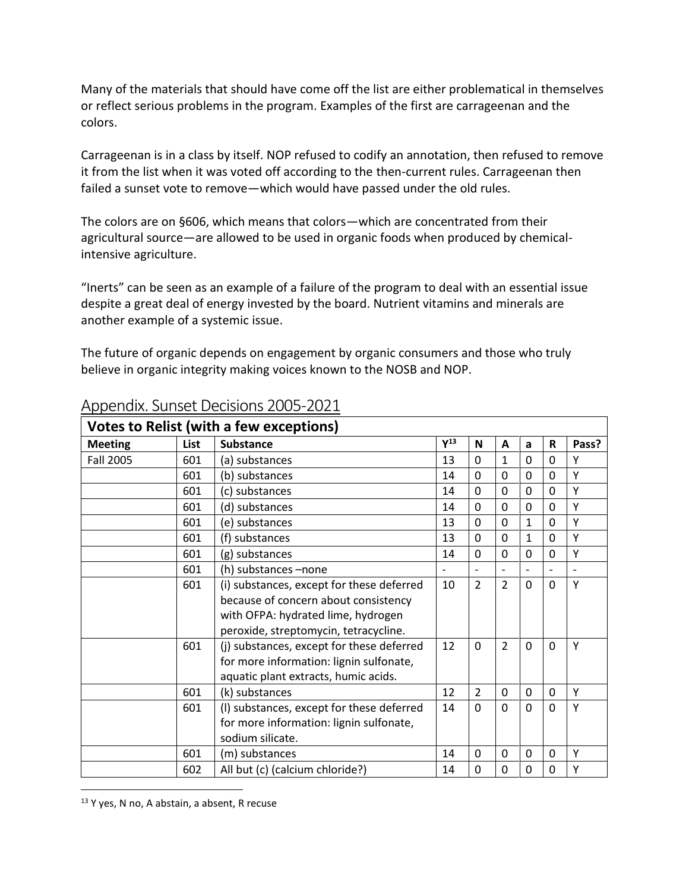Many of the materials that should have come off the list are either problematical in themselves or reflect serious problems in the program. Examples of the first are carrageenan and the colors.

Carrageenan is in a class by itself. NOP refused to codify an annotation, then refused to remove it from the list when it was voted off according to the then-current rules. Carrageenan then failed a sunset vote to remove—which would have passed under the old rules.

The colors are on §606, which means that colors—which are concentrated from their agricultural source—are allowed to be used in organic foods when produced by chemical-intensive agriculture.

"Inerts" can be seen as an example of a failure of the program to deal with an essential issue despite a great deal of energy invested by the board. Nutrient vitamins and minerals are another example of a systemic issue.

The future of organic depends on engagement by organic consumers and those who truly believe in organic integrity making voices known to the NOSB and NOP.

## Appendix. Sunset Decisions 2005-2021

| **Votes to Relist (with a few exceptions)** | | | | | | | | |
|---|---|---|---|---|---|---|---|---|
| **Meeting** | **List** | **Substance** | **Y**[13] | **N** | **A** | **a** | **R** | **Pass?** |
| Fall 2005 | 601 | (a) substances | 13 | 0 | 1 | 0 | 0 | Y |
| | 601 | (b) substances | 14 | 0 | 0 | 0 | 0 | Y |
| | 601 | (c) substances | 14 | 0 | 0 | 0 | 0 | Y |
| | 601 | (d) substances | 14 | 0 | 0 | 0 | 0 | Y |
| | 601 | (e) substances | 13 | 0 | 0 | 1 | 0 | Y |
| | 601 | (f) substances | 13 | 0 | 0 | 1 | 0 | Y |
| | 601 | (g) substances | 14 | 0 | 0 | 0 | 0 | Y |
| | 601 | (h) substances –none | - | - | - | - | - | - |
| | 601 | (i) substances, except for these deferred because of concern about consistency with OFPA: hydrated lime, hydrogen peroxide, streptomycin, tetracycline. | 10 | 2 | 2 | 0 | 0 | Y |
| | 601 | (j) substances, except for these deferred for more information: lignin sulfonate, aquatic plant extracts, humic acids. | 12 | 0 | 2 | 0 | 0 | Y |
| | 601 | (k) substances | 12 | 2 | 0 | 0 | 0 | Y |
| | 601 | (l) substances, except for these deferred for more information: lignin sulfonate, sodium silicate. | 14 | 0 | 0 | 0 | 0 | Y |
| | 601 | (m) substances | 14 | 0 | 0 | 0 | 0 | Y |
| | 602 | All but (c) (calcium chloride?) | 14 | 0 | 0 | 0 | 0 | Y |

[13] Y yes, N no, A abstain, a absent, R recuse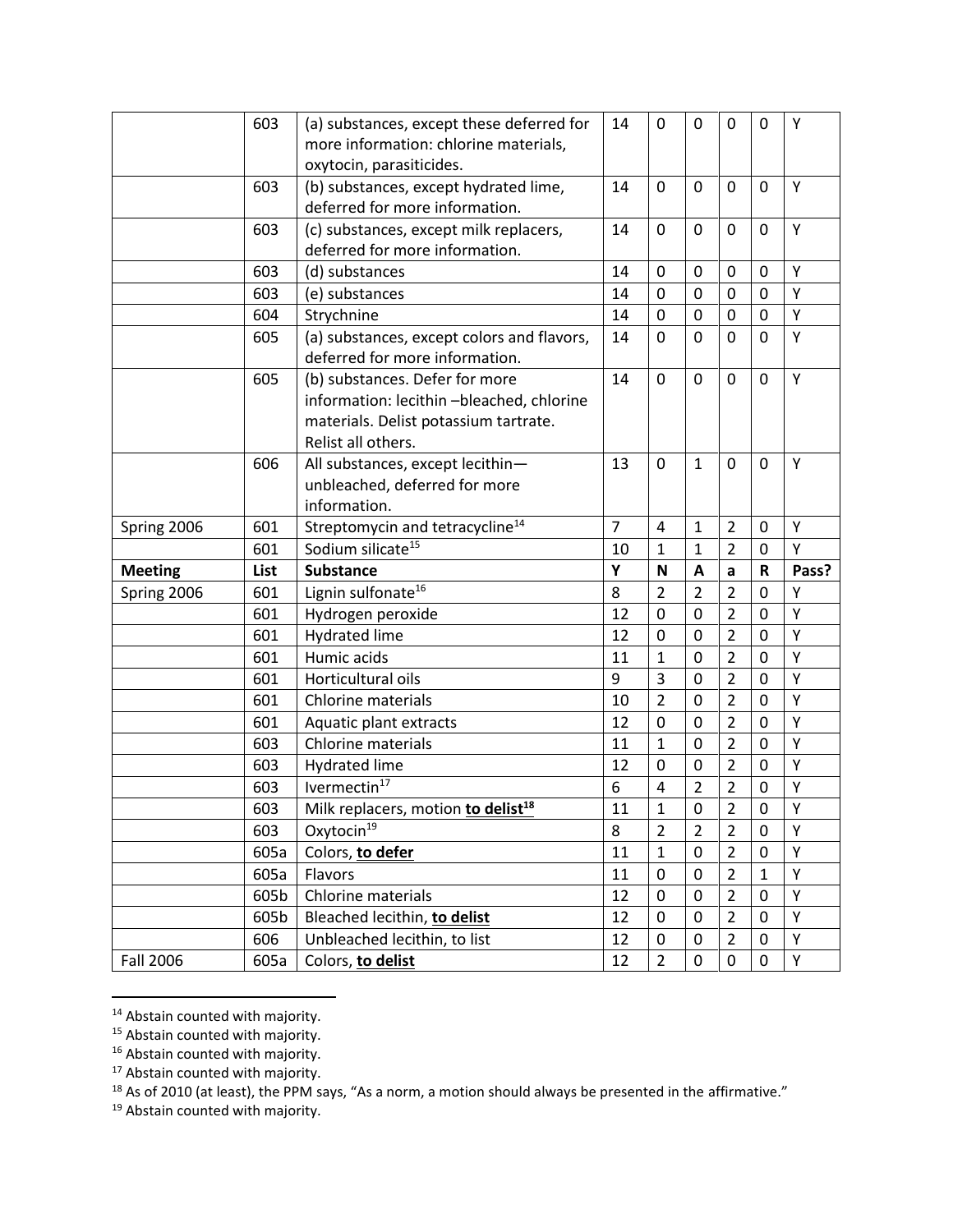| | | | | | | | | |
|---|---|---|---|---|---|---|---|---|
| | 603 | (a) substances, except these deferred for more information: chlorine materials, oxytocin, parasiticides. | 14 | 0 | 0 | 0 | 0 | Y |
| | 603 | (b) substances, except hydrated lime, deferred for more information. | 14 | 0 | 0 | 0 | 0 | Y |
| | 603 | (c) substances, except milk replacers, deferred for more information. | 14 | 0 | 0 | 0 | 0 | Y |
| | 603 | (d) substances | 14 | 0 | 0 | 0 | 0 | Y |
| | 603 | (e) substances | 14 | 0 | 0 | 0 | 0 | Y |
| | 604 | Strychnine | 14 | 0 | 0 | 0 | 0 | Y |
| | 605 | (a) substances, except colors and flavors, deferred for more information. | 14 | 0 | 0 | 0 | 0 | Y |
| | 605 | (b) substances. Defer for more information: lecithin –bleached, chlorine materials. Delist potassium tartrate. Relist all others. | 14 | 0 | 0 | 0 | 0 | Y |
| | 606 | All substances, except lecithin—unbleached, deferred for more information. | 13 | 0 | 1 | 0 | 0 | Y |
| Spring 2006 | 601 | Streptomycin and tetracycline[14] | 7 | 4 | 1 | 2 | 0 | Y |
| | 601 | Sodium silicate[15] | 10 | 1 | 1 | 2 | 0 | Y |
| **Meeting** | **List** | **Substance** | **Y** | **N** | **A** | **a** | **R** | **Pass?** |
| Spring 2006 | 601 | Lignin sulfonate[16] | 8 | 2 | 2 | 2 | 0 | Y |
| | 601 | Hydrogen peroxide | 12 | 0 | 0 | 2 | 0 | Y |
| | 601 | Hydrated lime | 12 | 0 | 0 | 2 | 0 | Y |
| | 601 | Humic acids | 11 | 1 | 0 | 2 | 0 | Y |
| | 601 | Horticultural oils | 9 | 3 | 0 | 2 | 0 | Y |
| | 601 | Chlorine materials | 10 | 2 | 0 | 2 | 0 | Y |
| | 601 | Aquatic plant extracts | 12 | 0 | 0 | 2 | 0 | Y |
| | 603 | Chlorine materials | 11 | 1 | 0 | 2 | 0 | Y |
| | 603 | Hydrated lime | 12 | 0 | 0 | 2 | 0 | Y |
| | 603 | Ivermectin[17] | 6 | 4 | 2 | 2 | 0 | Y |
| | 603 | Milk replacers, motion **to delist**[18] | 11 | 1 | 0 | 2 | 0 | Y |
| | 603 | Oxytocin[19] | 8 | 2 | 2 | 2 | 0 | Y |
| | 605a | Colors, **to defer** | 11 | 1 | 0 | 2 | 0 | Y |
| | 605a | Flavors | 11 | 0 | 0 | 2 | 1 | Y |
| | 605b | Chlorine materials | 12 | 0 | 0 | 2 | 0 | Y |
| | 605b | Bleached lecithin, **to delist** | 12 | 0 | 0 | 2 | 0 | Y |
| | 606 | Unbleached lecithin, to list | 12 | 0 | 0 | 2 | 0 | Y |
| Fall 2006 | 605a | Colors, **to delist** | 12 | 2 | 0 | 0 | 0 | Y |

[14] Abstain counted with majority.
[15] Abstain counted with majority.
[16] Abstain counted with majority.
[17] Abstain counted with majority.
[18] As of 2010 (at least), the PPM says, "As a norm, a motion should always be presented in the affirmative."
[19] Abstain counted with majority.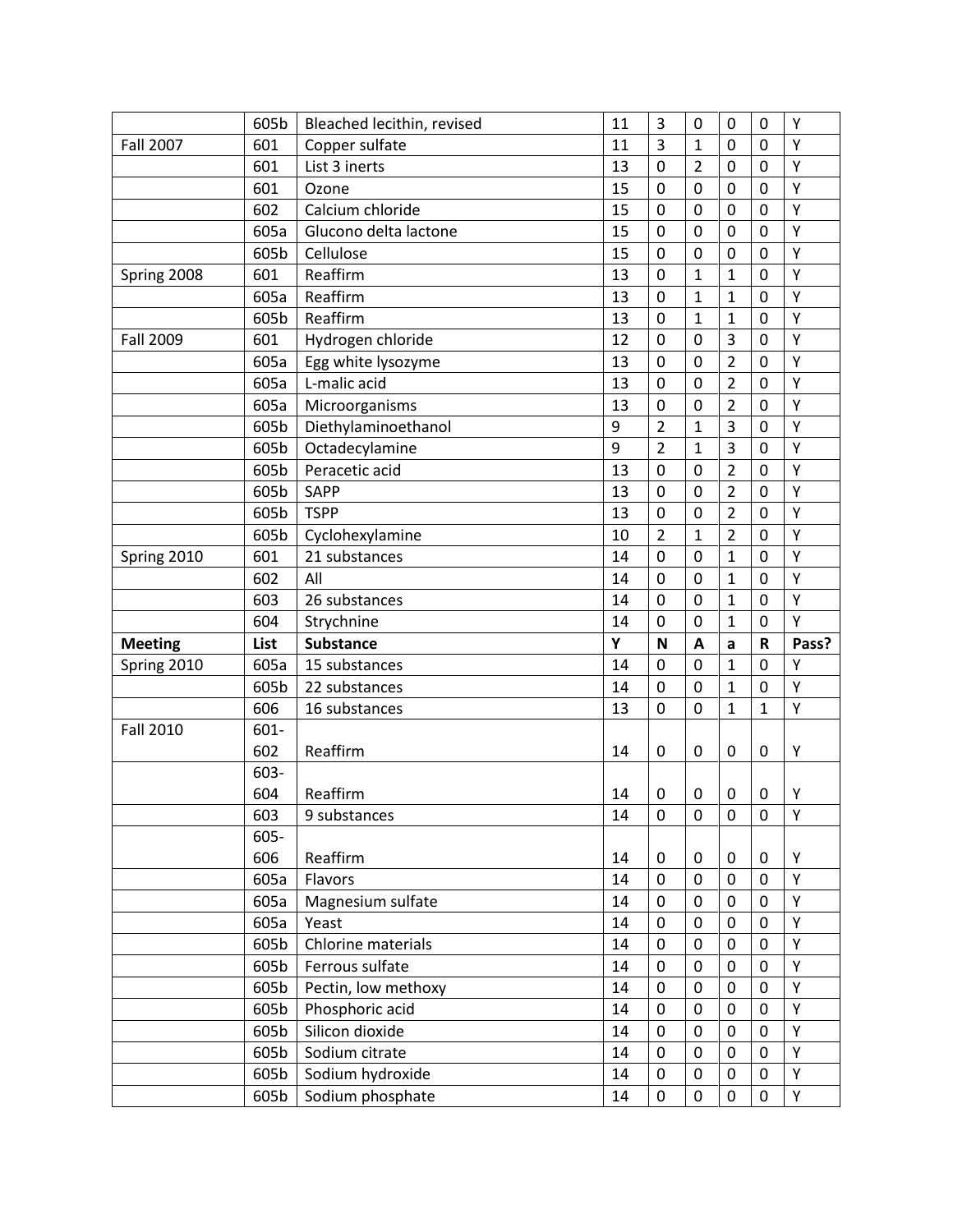| | 605b | Bleached lecithin, revised | 11 | 3 | 0 | 0 | 0 | Y |
|---|---|---|---|---|---|---|---|---|
| Fall 2007 | 601 | Copper sulfate | 11 | 3 | 1 | 0 | 0 | Y |
| | 601 | List 3 inerts | 13 | 0 | 2 | 0 | 0 | Y |
| | 601 | Ozone | 15 | 0 | 0 | 0 | 0 | Y |
| | 602 | Calcium chloride | 15 | 0 | 0 | 0 | 0 | Y |
| | 605a | Glucono delta lactone | 15 | 0 | 0 | 0 | 0 | Y |
| | 605b | Cellulose | 15 | 0 | 0 | 0 | 0 | Y |
| Spring 2008 | 601 | Reaffirm | 13 | 0 | 1 | 1 | 0 | Y |
| | 605a | Reaffirm | 13 | 0 | 1 | 1 | 0 | Y |
| | 605b | Reaffirm | 13 | 0 | 1 | 1 | 0 | Y |
| Fall 2009 | 601 | Hydrogen chloride | 12 | 0 | 0 | 3 | 0 | Y |
| | 605a | Egg white lysozyme | 13 | 0 | 0 | 2 | 0 | Y |
| | 605a | L-malic acid | 13 | 0 | 0 | 2 | 0 | Y |
| | 605a | Microorganisms | 13 | 0 | 0 | 2 | 0 | Y |
| | 605b | Diethylaminoethanol | 9 | 2 | 1 | 3 | 0 | Y |
| | 605b | Octadecylamine | 9 | 2 | 1 | 3 | 0 | Y |
| | 605b | Peracetic acid | 13 | 0 | 0 | 2 | 0 | Y |
| | 605b | SAPP | 13 | 0 | 0 | 2 | 0 | Y |
| | 605b | TSPP | 13 | 0 | 0 | 2 | 0 | Y |
| | 605b | Cyclohexylamine | 10 | 2 | 1 | 2 | 0 | Y |
| Spring 2010 | 601 | 21 substances | 14 | 0 | 0 | 1 | 0 | Y |
| | 602 | All | 14 | 0 | 0 | 1 | 0 | Y |
| | 603 | 26 substances | 14 | 0 | 0 | 1 | 0 | Y |
| | 604 | Strychnine | 14 | 0 | 0 | 1 | 0 | Y |
| **Meeting** | **List** | **Substance** | **Y** | **N** | **A** | **a** | **R** | **Pass?** |
| Spring 2010 | 605a | 15 substances | 14 | 0 | 0 | 1 | 0 | Y |
| | 605b | 22 substances | 14 | 0 | 0 | 1 | 0 | Y |
| | 606 | 16 substances | 13 | 0 | 0 | 1 | 1 | Y |
| Fall 2010 | 601-602 | Reaffirm | 14 | 0 | 0 | 0 | 0 | Y |
| | 603-604 | Reaffirm | 14 | 0 | 0 | 0 | 0 | Y |
| | 603 | 9 substances | 14 | 0 | 0 | 0 | 0 | Y |
| | 605-606 | Reaffirm | 14 | 0 | 0 | 0 | 0 | Y |
| | 605a | Flavors | 14 | 0 | 0 | 0 | 0 | Y |
| | 605a | Magnesium sulfate | 14 | 0 | 0 | 0 | 0 | Y |
| | 605a | Yeast | 14 | 0 | 0 | 0 | 0 | Y |
| | 605b | Chlorine materials | 14 | 0 | 0 | 0 | 0 | Y |
| | 605b | Ferrous sulfate | 14 | 0 | 0 | 0 | 0 | Y |
| | 605b | Pectin, low methoxy | 14 | 0 | 0 | 0 | 0 | Y |
| | 605b | Phosphoric acid | 14 | 0 | 0 | 0 | 0 | Y |
| | 605b | Silicon dioxide | 14 | 0 | 0 | 0 | 0 | Y |
| | 605b | Sodium citrate | 14 | 0 | 0 | 0 | 0 | Y |
| | 605b | Sodium hydroxide | 14 | 0 | 0 | 0 | 0 | Y |
| | 605b | Sodium phosphate | 14 | 0 | 0 | 0 | 0 | Y |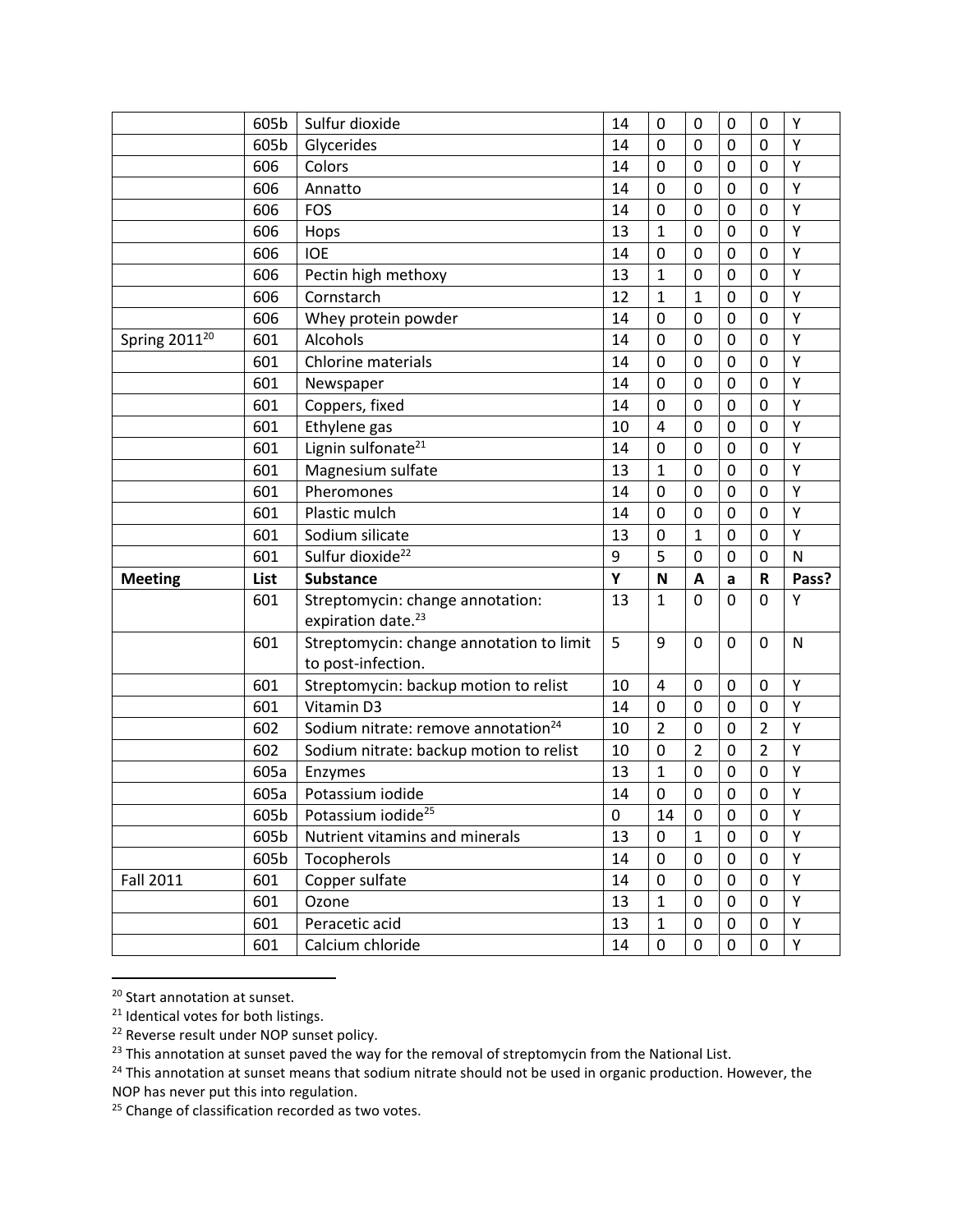|  | 605b | Sulfur dioxide | 14 | 0 | 0 | 0 | 0 | Y |
|---|---|---|---|---|---|---|---|---|
|  | 605b | Glycerides | 14 | 0 | 0 | 0 | 0 | Y |
|  | 606 | Colors | 14 | 0 | 0 | 0 | 0 | Y |
|  | 606 | Annatto | 14 | 0 | 0 | 0 | 0 | Y |
|  | 606 | FOS | 14 | 0 | 0 | 0 | 0 | Y |
|  | 606 | Hops | 13 | 1 | 0 | 0 | 0 | Y |
|  | 606 | IOE | 14 | 0 | 0 | 0 | 0 | Y |
|  | 606 | Pectin high methoxy | 13 | 1 | 0 | 0 | 0 | Y |
|  | 606 | Cornstarch | 12 | 1 | 1 | 0 | 0 | Y |
|  | 606 | Whey protein powder | 14 | 0 | 0 | 0 | 0 | Y |
| Spring 2011[20] | 601 | Alcohols | 14 | 0 | 0 | 0 | 0 | Y |
|  | 601 | Chlorine materials | 14 | 0 | 0 | 0 | 0 | Y |
|  | 601 | Newspaper | 14 | 0 | 0 | 0 | 0 | Y |
|  | 601 | Coppers, fixed | 14 | 0 | 0 | 0 | 0 | Y |
|  | 601 | Ethylene gas | 10 | 4 | 0 | 0 | 0 | Y |
|  | 601 | Lignin sulfonate[21] | 14 | 0 | 0 | 0 | 0 | Y |
|  | 601 | Magnesium sulfate | 13 | 1 | 0 | 0 | 0 | Y |
|  | 601 | Pheromones | 14 | 0 | 0 | 0 | 0 | Y |
|  | 601 | Plastic mulch | 14 | 0 | 0 | 0 | 0 | Y |
|  | 601 | Sodium silicate | 13 | 0 | 1 | 0 | 0 | Y |
|  | 601 | Sulfur dioxide[22] | 9 | 5 | 0 | 0 | 0 | N |
| **Meeting** | **List** | **Substance** | **Y** | **N** | **A** | **a** | **R** | **Pass?** |
|  | 601 | Streptomycin: change annotation: expiration date.[23] | 13 | 1 | 0 | 0 | 0 | Y |
|  | 601 | Streptomycin: change annotation to limit to post-infection. | 5 | 9 | 0 | 0 | 0 | N |
|  | 601 | Streptomycin: backup motion to relist | 10 | 4 | 0 | 0 | 0 | Y |
|  | 601 | Vitamin D3 | 14 | 0 | 0 | 0 | 0 | Y |
|  | 602 | Sodium nitrate: remove annotation[24] | 10 | 2 | 0 | 0 | 2 | Y |
|  | 602 | Sodium nitrate: backup motion to relist | 10 | 0 | 2 | 0 | 2 | Y |
|  | 605a | Enzymes | 13 | 1 | 0 | 0 | 0 | Y |
|  | 605a | Potassium iodide | 14 | 0 | 0 | 0 | 0 | Y |
|  | 605b | Potassium iodide[25] | 0 | 14 | 0 | 0 | 0 | Y |
|  | 605b | Nutrient vitamins and minerals | 13 | 0 | 1 | 0 | 0 | Y |
|  | 605b | Tocopherols | 14 | 0 | 0 | 0 | 0 | Y |
| Fall 2011 | 601 | Copper sulfate | 14 | 0 | 0 | 0 | 0 | Y |
|  | 601 | Ozone | 13 | 1 | 0 | 0 | 0 | Y |
|  | 601 | Peracetic acid | 13 | 1 | 0 | 0 | 0 | Y |
|  | 601 | Calcium chloride | 14 | 0 | 0 | 0 | 0 | Y |

[20] Start annotation at sunset.

[21] Identical votes for both listings.

[22] Reverse result under NOP sunset policy.

[23] This annotation at sunset paved the way for the removal of streptomycin from the National List.

[24] This annotation at sunset means that sodium nitrate should not be used in organic production. However, the NOP has never put this into regulation.

[25] Change of classification recorded as two votes.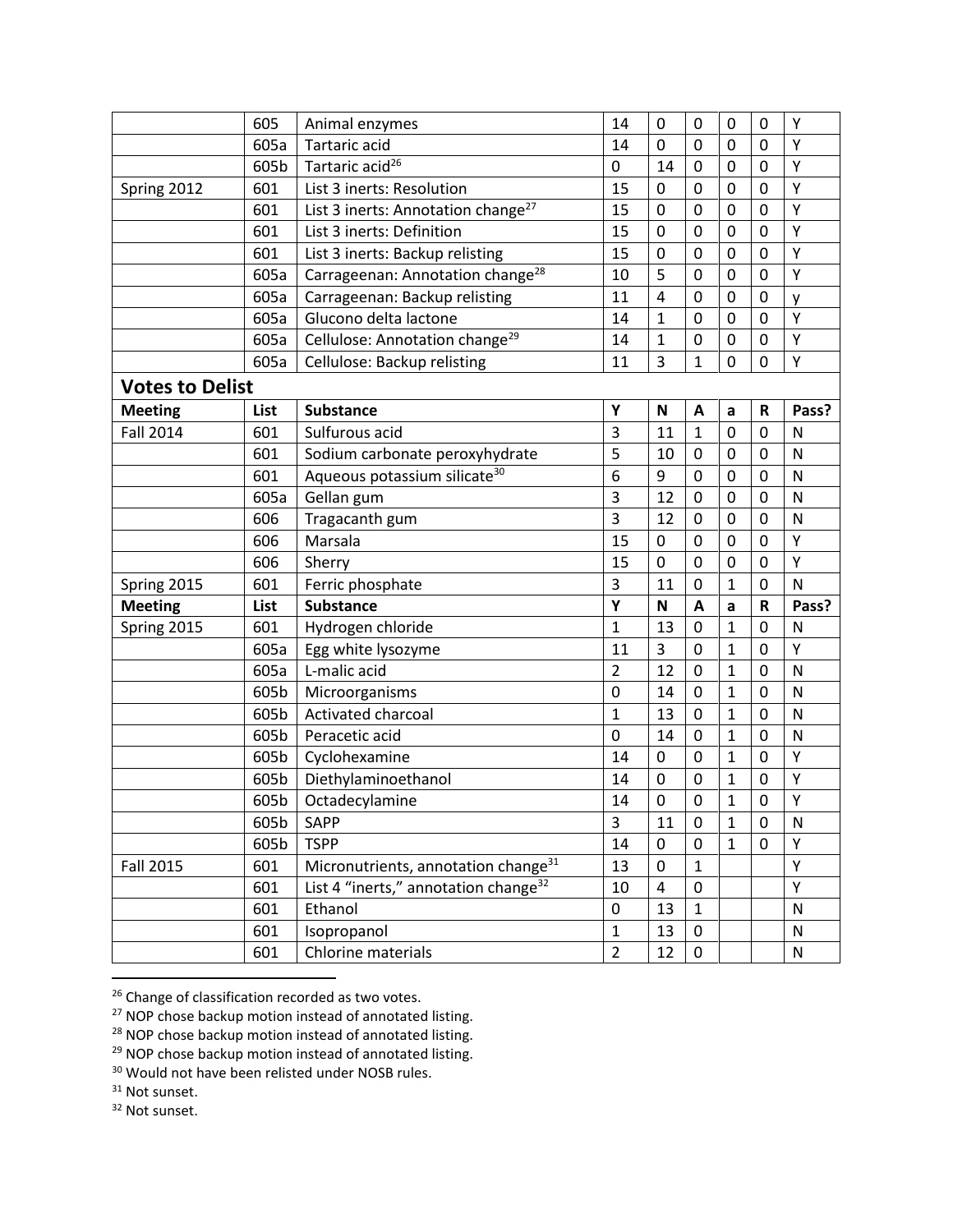| | | | | | | | | |
|---|---|---|---|---|---|---|---|---|
| | 605 | Animal enzymes | 14 | 0 | 0 | 0 | 0 | Y |
| | 605a | Tartaric acid | 14 | 0 | 0 | 0 | 0 | Y |
| | 605b | Tartaric acid[26] | 0 | 14 | 0 | 0 | 0 | Y |
| Spring 2012 | 601 | List 3 inerts: Resolution | 15 | 0 | 0 | 0 | 0 | Y |
| | 601 | List 3 inerts: Annotation change[27] | 15 | 0 | 0 | 0 | 0 | Y |
| | 601 | List 3 inerts: Definition | 15 | 0 | 0 | 0 | 0 | Y |
| | 601 | List 3 inerts: Backup relisting | 15 | 0 | 0 | 0 | 0 | Y |
| | 605a | Carrageenan: Annotation change[28] | 10 | 5 | 0 | 0 | 0 | Y |
| | 605a | Carrageenan: Backup relisting | 11 | 4 | 0 | 0 | 0 | y |
| | 605a | Glucono delta lactone | 14 | 1 | 0 | 0 | 0 | Y |
| | 605a | Cellulose: Annotation change[29] | 14 | 1 | 0 | 0 | 0 | Y |
| | 605a | Cellulose: Backup relisting | 11 | 3 | 1 | 0 | 0 | Y |

## Votes to Delist

| Meeting | List | Substance | Y | N | A | a | R | Pass? |
|---|---|---|---|---|---|---|---|---|
| Fall 2014 | 601 | Sulfurous acid | 3 | 11 | 1 | 0 | 0 | N |
| | 601 | Sodium carbonate peroxyhydrate | 5 | 10 | 0 | 0 | 0 | N |
| | 601 | Aqueous potassium silicate[30] | 6 | 9 | 0 | 0 | 0 | N |
| | 605a | Gellan gum | 3 | 12 | 0 | 0 | 0 | N |
| | 606 | Tragacanth gum | 3 | 12 | 0 | 0 | 0 | N |
| | 606 | Marsala | 15 | 0 | 0 | 0 | 0 | Y |
| | 606 | Sherry | 15 | 0 | 0 | 0 | 0 | Y |
| Spring 2015 | 601 | Ferric phosphate | 3 | 11 | 0 | 1 | 0 | N |
| **Meeting** | **List** | **Substance** | **Y** | **N** | **A** | **a** | **R** | **Pass?** |
| Spring 2015 | 601 | Hydrogen chloride | 1 | 13 | 0 | 1 | 0 | N |
| | 605a | Egg white lysozyme | 11 | 3 | 0 | 1 | 0 | Y |
| | 605a | L-malic acid | 2 | 12 | 0 | 1 | 0 | N |
| | 605b | Microorganisms | 0 | 14 | 0 | 1 | 0 | N |
| | 605b | Activated charcoal | 1 | 13 | 0 | 1 | 0 | N |
| | 605b | Peracetic acid | 0 | 14 | 0 | 1 | 0 | N |
| | 605b | Cyclohexamine | 14 | 0 | 0 | 1 | 0 | Y |
| | 605b | Diethylaminoethanol | 14 | 0 | 0 | 1 | 0 | Y |
| | 605b | Octadecylamine | 14 | 0 | 0 | 1 | 0 | Y |
| | 605b | SAPP | 3 | 11 | 0 | 1 | 0 | N |
| | 605b | TSPP | 14 | 0 | 0 | 1 | 0 | Y |
| Fall 2015 | 601 | Micronutrients, annotation change[31] | 13 | 0 | 1 | | | Y |
| | 601 | List 4 "inerts," annotation change[32] | 10 | 4 | 0 | | | Y |
| | 601 | Ethanol | 0 | 13 | 1 | | | N |
| | 601 | Isopropanol | 1 | 13 | 0 | | | N |
| | 601 | Chlorine materials | 2 | 12 | 0 | | | N |

[26] Change of classification recorded as two votes.
[27] NOP chose backup motion instead of annotated listing.
[28] NOP chose backup motion instead of annotated listing.
[29] NOP chose backup motion instead of annotated listing.
[30] Would not have been relisted under NOSB rules.
[31] Not sunset.
[32] Not sunset.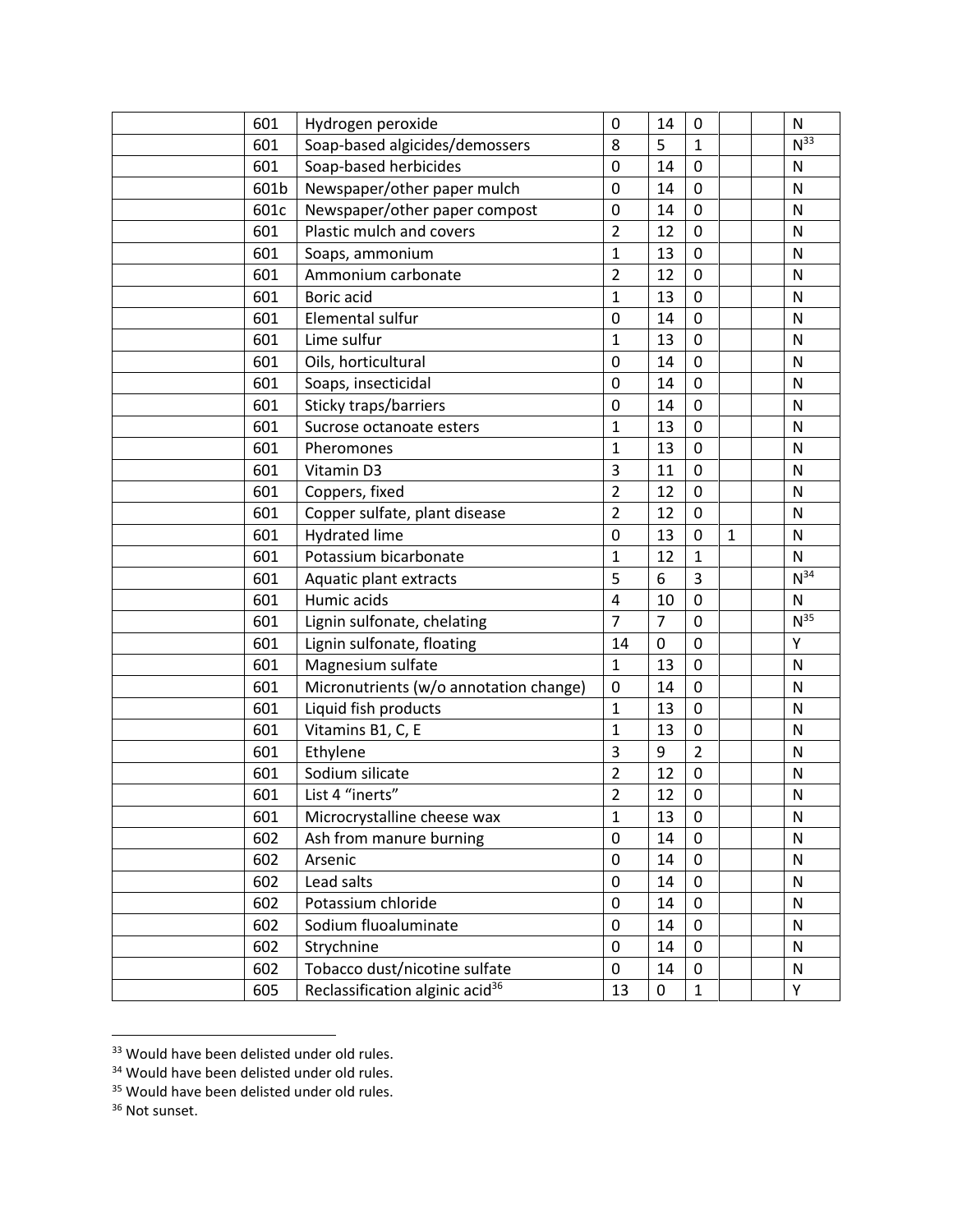| | | | | | | | | |
|---|---|---|---|---|---|---|---|---|
| | 601 | Hydrogen peroxide | 0 | 14 | 0 | | | N |
| | 601 | Soap-based algicides/demossers | 8 | 5 | 1 | | | N[33] |
| | 601 | Soap-based herbicides | 0 | 14 | 0 | | | N |
| | 601b | Newspaper/other paper mulch | 0 | 14 | 0 | | | N |
| | 601c | Newspaper/other paper compost | 0 | 14 | 0 | | | N |
| | 601 | Plastic mulch and covers | 2 | 12 | 0 | | | N |
| | 601 | Soaps, ammonium | 1 | 13 | 0 | | | N |
| | 601 | Ammonium carbonate | 2 | 12 | 0 | | | N |
| | 601 | Boric acid | 1 | 13 | 0 | | | N |
| | 601 | Elemental sulfur | 0 | 14 | 0 | | | N |
| | 601 | Lime sulfur | 1 | 13 | 0 | | | N |
| | 601 | Oils, horticultural | 0 | 14 | 0 | | | N |
| | 601 | Soaps, insecticidal | 0 | 14 | 0 | | | N |
| | 601 | Sticky traps/barriers | 0 | 14 | 0 | | | N |
| | 601 | Sucrose octanoate esters | 1 | 13 | 0 | | | N |
| | 601 | Pheromones | 1 | 13 | 0 | | | N |
| | 601 | Vitamin D3 | 3 | 11 | 0 | | | N |
| | 601 | Coppers, fixed | 2 | 12 | 0 | | | N |
| | 601 | Copper sulfate, plant disease | 2 | 12 | 0 | | | N |
| | 601 | Hydrated lime | 0 | 13 | 0 | 1 | | N |
| | 601 | Potassium bicarbonate | 1 | 12 | 1 | | | N |
| | 601 | Aquatic plant extracts | 5 | 6 | 3 | | | N[34] |
| | 601 | Humic acids | 4 | 10 | 0 | | | N |
| | 601 | Lignin sulfonate, chelating | 7 | 7 | 0 | | | N[35] |
| | 601 | Lignin sulfonate, floating | 14 | 0 | 0 | | | Y |
| | 601 | Magnesium sulfate | 1 | 13 | 0 | | | N |
| | 601 | Micronutrients (w/o annotation change) | 0 | 14 | 0 | | | N |
| | 601 | Liquid fish products | 1 | 13 | 0 | | | N |
| | 601 | Vitamins B1, C, E | 1 | 13 | 0 | | | N |
| | 601 | Ethylene | 3 | 9 | 2 | | | N |
| | 601 | Sodium silicate | 2 | 12 | 0 | | | N |
| | 601 | List 4 "inerts" | 2 | 12 | 0 | | | N |
| | 601 | Microcrystalline cheese wax | 1 | 13 | 0 | | | N |
| | 602 | Ash from manure burning | 0 | 14 | 0 | | | N |
| | 602 | Arsenic | 0 | 14 | 0 | | | N |
| | 602 | Lead salts | 0 | 14 | 0 | | | N |
| | 602 | Potassium chloride | 0 | 14 | 0 | | | N |
| | 602 | Sodium fluoaluminate | 0 | 14 | 0 | | | N |
| | 602 | Strychnine | 0 | 14 | 0 | | | N |
| | 602 | Tobacco dust/nicotine sulfate | 0 | 14 | 0 | | | N |
| | 605 | Reclassification alginic acid[36] | 13 | 0 | 1 | | | Y |

[33] Would have been delisted under old rules.

[34] Would have been delisted under old rules.

[35] Would have been delisted under old rules.

[36] Not sunset.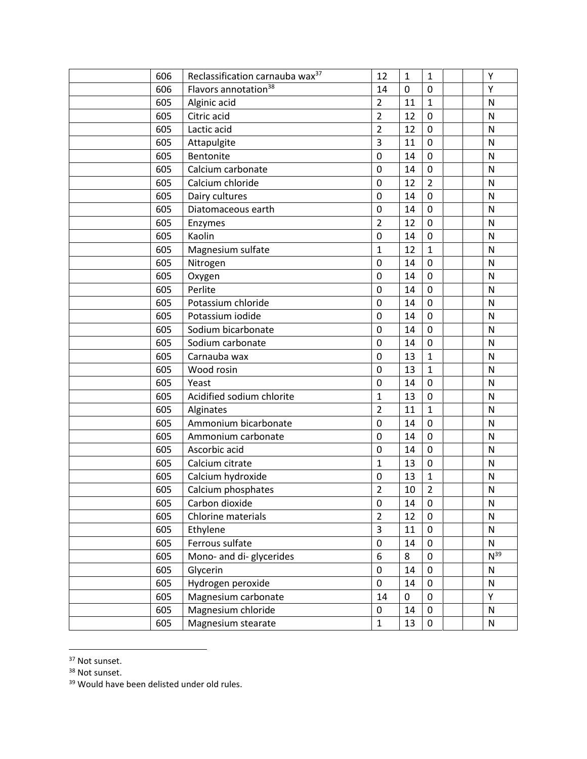|  | 606 | Reclassification carnauba wax[37] | 12 | 1 | 1 |  |  | Y |
|---|---|---|---|---|---|---|---|---|
|  | 606 | Flavors annotation[38] | 14 | 0 | 0 |  |  | Y |
|  | 605 | Alginic acid | 2 | 11 | 1 |  |  | N |
|  | 605 | Citric acid | 2 | 12 | 0 |  |  | N |
|  | 605 | Lactic acid | 2 | 12 | 0 |  |  | N |
|  | 605 | Attapulgite | 3 | 11 | 0 |  |  | N |
|  | 605 | Bentonite | 0 | 14 | 0 |  |  | N |
|  | 605 | Calcium carbonate | 0 | 14 | 0 |  |  | N |
|  | 605 | Calcium chloride | 0 | 12 | 2 |  |  | N |
|  | 605 | Dairy cultures | 0 | 14 | 0 |  |  | N |
|  | 605 | Diatomaceous earth | 0 | 14 | 0 |  |  | N |
|  | 605 | Enzymes | 2 | 12 | 0 |  |  | N |
|  | 605 | Kaolin | 0 | 14 | 0 |  |  | N |
|  | 605 | Magnesium sulfate | 1 | 12 | 1 |  |  | N |
|  | 605 | Nitrogen | 0 | 14 | 0 |  |  | N |
|  | 605 | Oxygen | 0 | 14 | 0 |  |  | N |
|  | 605 | Perlite | 0 | 14 | 0 |  |  | N |
|  | 605 | Potassium chloride | 0 | 14 | 0 |  |  | N |
|  | 605 | Potassium iodide | 0 | 14 | 0 |  |  | N |
|  | 605 | Sodium bicarbonate | 0 | 14 | 0 |  |  | N |
|  | 605 | Sodium carbonate | 0 | 14 | 0 |  |  | N |
|  | 605 | Carnauba wax | 0 | 13 | 1 |  |  | N |
|  | 605 | Wood rosin | 0 | 13 | 1 |  |  | N |
|  | 605 | Yeast | 0 | 14 | 0 |  |  | N |
|  | 605 | Acidified sodium chlorite | 1 | 13 | 0 |  |  | N |
|  | 605 | Alginates | 2 | 11 | 1 |  |  | N |
|  | 605 | Ammonium bicarbonate | 0 | 14 | 0 |  |  | N |
|  | 605 | Ammonium carbonate | 0 | 14 | 0 |  |  | N |
|  | 605 | Ascorbic acid | 0 | 14 | 0 |  |  | N |
|  | 605 | Calcium citrate | 1 | 13 | 0 |  |  | N |
|  | 605 | Calcium hydroxide | 0 | 13 | 1 |  |  | N |
|  | 605 | Calcium phosphates | 2 | 10 | 2 |  |  | N |
|  | 605 | Carbon dioxide | 0 | 14 | 0 |  |  | N |
|  | 605 | Chlorine materials | 2 | 12 | 0 |  |  | N |
|  | 605 | Ethylene | 3 | 11 | 0 |  |  | N |
|  | 605 | Ferrous sulfate | 0 | 14 | 0 |  |  | N |
|  | 605 | Mono- and di- glycerides | 6 | 8 | 0 |  |  | N[39] |
|  | 605 | Glycerin | 0 | 14 | 0 |  |  | N |
|  | 605 | Hydrogen peroxide | 0 | 14 | 0 |  |  | N |
|  | 605 | Magnesium carbonate | 14 | 0 | 0 |  |  | Y |
|  | 605 | Magnesium chloride | 0 | 14 | 0 |  |  | N |
|  | 605 | Magnesium stearate | 1 | 13 | 0 |  |  | N |

[37] Not sunset.

[38] Not sunset.

[39] Would have been delisted under old rules.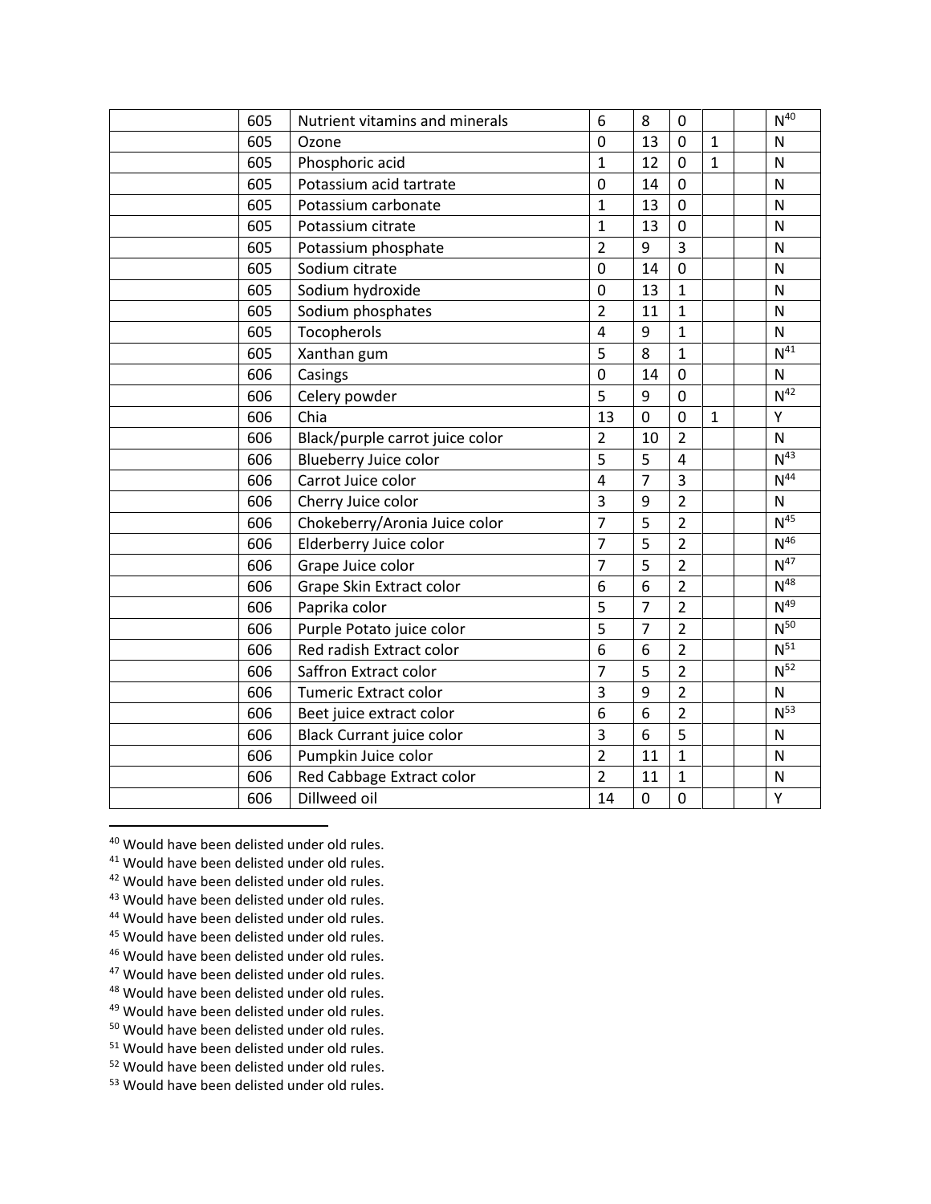| | | | | | | | | |
|---|---|---|---|---|---|---|---|---|
| | 605 | Nutrient vitamins and minerals | 6 | 8 | 0 | | | N[40] |
| | 605 | Ozone | 0 | 13 | 0 | 1 | | N |
| | 605 | Phosphoric acid | 1 | 12 | 0 | 1 | | N |
| | 605 | Potassium acid tartrate | 0 | 14 | 0 | | | N |
| | 605 | Potassium carbonate | 1 | 13 | 0 | | | N |
| | 605 | Potassium citrate | 1 | 13 | 0 | | | N |
| | 605 | Potassium phosphate | 2 | 9 | 3 | | | N |
| | 605 | Sodium citrate | 0 | 14 | 0 | | | N |
| | 605 | Sodium hydroxide | 0 | 13 | 1 | | | N |
| | 605 | Sodium phosphates | 2 | 11 | 1 | | | N |
| | 605 | Tocopherols | 4 | 9 | 1 | | | N |
| | 605 | Xanthan gum | 5 | 8 | 1 | | | N[41] |
| | 606 | Casings | 0 | 14 | 0 | | | N |
| | 606 | Celery powder | 5 | 9 | 0 | | | N[42] |
| | 606 | Chia | 13 | 0 | 0 | 1 | | Y |
| | 606 | Black/purple carrot juice color | 2 | 10 | 2 | | | N |
| | 606 | Blueberry Juice color | 5 | 5 | 4 | | | N[43] |
| | 606 | Carrot Juice color | 4 | 7 | 3 | | | N[44] |
| | 606 | Cherry Juice color | 3 | 9 | 2 | | | N |
| | 606 | Chokeberry/Aronia Juice color | 7 | 5 | 2 | | | N[45] |
| | 606 | Elderberry Juice color | 7 | 5 | 2 | | | N[46] |
| | 606 | Grape Juice color | 7 | 5 | 2 | | | N[47] |
| | 606 | Grape Skin Extract color | 6 | 6 | 2 | | | N[48] |
| | 606 | Paprika color | 5 | 7 | 2 | | | N[49] |
| | 606 | Purple Potato juice color | 5 | 7 | 2 | | | N[50] |
| | 606 | Red radish Extract color | 6 | 6 | 2 | | | N[51] |
| | 606 | Saffron Extract color | 7 | 5 | 2 | | | N[52] |
| | 606 | Tumeric Extract color | 3 | 9 | 2 | | | N |
| | 606 | Beet juice extract color | 6 | 6 | 2 | | | N[53] |
| | 606 | Black Currant juice color | 3 | 6 | 5 | | | N |
| | 606 | Pumpkin Juice color | 2 | 11 | 1 | | | N |
| | 606 | Red Cabbage Extract color | 2 | 11 | 1 | | | N |
| | 606 | Dillweed oil | 14 | 0 | 0 | | | Y |

[40] Would have been delisted under old rules.
[41] Would have been delisted under old rules.
[42] Would have been delisted under old rules.
[43] Would have been delisted under old rules.
[44] Would have been delisted under old rules.
[45] Would have been delisted under old rules.
[46] Would have been delisted under old rules.
[47] Would have been delisted under old rules.
[48] Would have been delisted under old rules.
[49] Would have been delisted under old rules.
[50] Would have been delisted under old rules.
[51] Would have been delisted under old rules.
[52] Would have been delisted under old rules.
[53] Would have been delisted under old rules.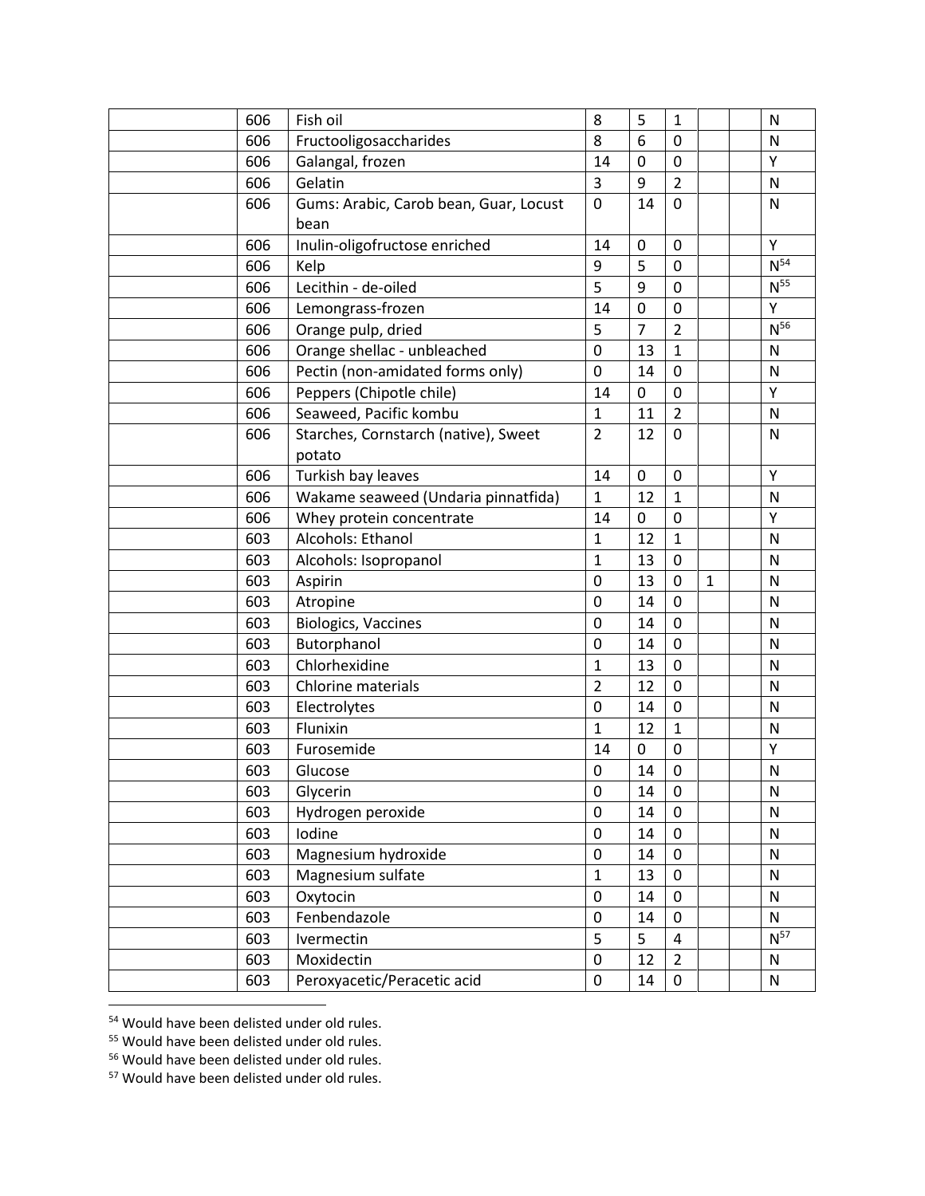| | | | | | | | | |
|---|---|---|---|---|---|---|---|---|
| | 606 | Fish oil | 8 | 5 | 1 | | | N |
| | 606 | Fructooligosaccharides | 8 | 6 | 0 | | | N |
| | 606 | Galangal, frozen | 14 | 0 | 0 | | | Y |
| | 606 | Gelatin | 3 | 9 | 2 | | | N |
| | 606 | Gums: Arabic, Carob bean, Guar, Locust bean | 0 | 14 | 0 | | | N |
| | 606 | Inulin-oligofructose enriched | 14 | 0 | 0 | | | Y |
| | 606 | Kelp | 9 | 5 | 0 | | | N[54] |
| | 606 | Lecithin - de-oiled | 5 | 9 | 0 | | | N[55] |
| | 606 | Lemongrass-frozen | 14 | 0 | 0 | | | Y |
| | 606 | Orange pulp, dried | 5 | 7 | 2 | | | N[56] |
| | 606 | Orange shellac - unbleached | 0 | 13 | 1 | | | N |
| | 606 | Pectin (non-amidated forms only) | 0 | 14 | 0 | | | N |
| | 606 | Peppers (Chipotle chile) | 14 | 0 | 0 | | | Y |
| | 606 | Seaweed, Pacific kombu | 1 | 11 | 2 | | | N |
| | 606 | Starches, Cornstarch (native), Sweet potato | 2 | 12 | 0 | | | N |
| | 606 | Turkish bay leaves | 14 | 0 | 0 | | | Y |
| | 606 | Wakame seaweed (Undaria pinnatfida) | 1 | 12 | 1 | | | N |
| | 606 | Whey protein concentrate | 14 | 0 | 0 | | | Y |
| | 603 | Alcohols: Ethanol | 1 | 12 | 1 | | | N |
| | 603 | Alcohols: Isopropanol | 1 | 13 | 0 | | | N |
| | 603 | Aspirin | 0 | 13 | 0 | 1 | | N |
| | 603 | Atropine | 0 | 14 | 0 | | | N |
| | 603 | Biologics, Vaccines | 0 | 14 | 0 | | | N |
| | 603 | Butorphanol | 0 | 14 | 0 | | | N |
| | 603 | Chlorhexidine | 1 | 13 | 0 | | | N |
| | 603 | Chlorine materials | 2 | 12 | 0 | | | N |
| | 603 | Electrolytes | 0 | 14 | 0 | | | N |
| | 603 | Flunixin | 1 | 12 | 1 | | | N |
| | 603 | Furosemide | 14 | 0 | 0 | | | Y |
| | 603 | Glucose | 0 | 14 | 0 | | | N |
| | 603 | Glycerin | 0 | 14 | 0 | | | N |
| | 603 | Hydrogen peroxide | 0 | 14 | 0 | | | N |
| | 603 | Iodine | 0 | 14 | 0 | | | N |
| | 603 | Magnesium hydroxide | 0 | 14 | 0 | | | N |
| | 603 | Magnesium sulfate | 1 | 13 | 0 | | | N |
| | 603 | Oxytocin | 0 | 14 | 0 | | | N |
| | 603 | Fenbendazole | 0 | 14 | 0 | | | N |
| | 603 | Ivermectin | 5 | 5 | 4 | | | N[57] |
| | 603 | Moxidectin | 0 | 12 | 2 | | | N |
| | 603 | Peroxyacetic/Peracetic acid | 0 | 14 | 0 | | | N |

[54] Would have been delisted under old rules.

[55] Would have been delisted under old rules.

[56] Would have been delisted under old rules.

[57] Would have been delisted under old rules.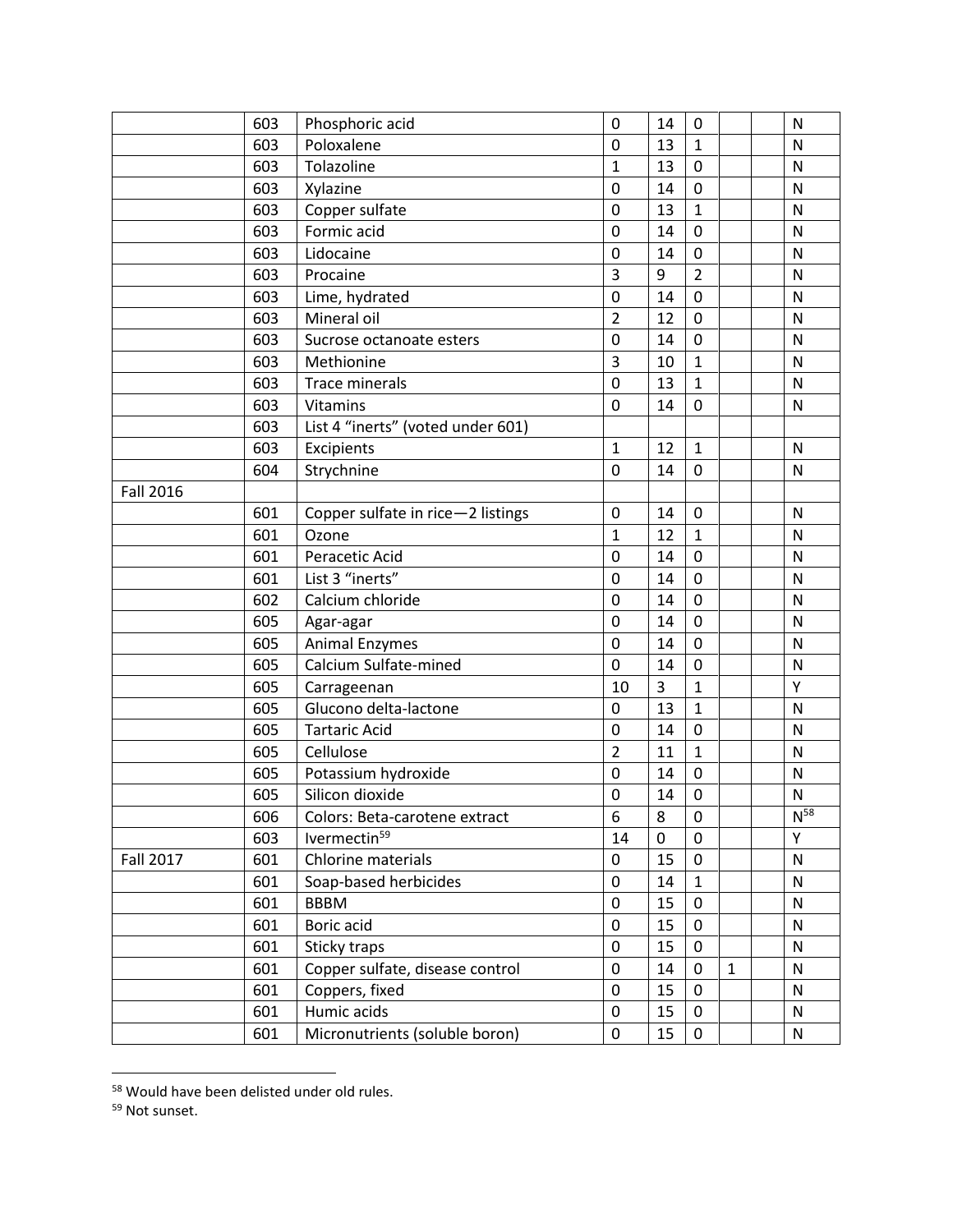| | | | | | | | | |
|---|---|---|---|---|---|---|---|---|
| | 603 | Phosphoric acid | 0 | 14 | 0 | | | N |
| | 603 | Poloxalene | 0 | 13 | 1 | | | N |
| | 603 | Tolazoline | 1 | 13 | 0 | | | N |
| | 603 | Xylazine | 0 | 14 | 0 | | | N |
| | 603 | Copper sulfate | 0 | 13 | 1 | | | N |
| | 603 | Formic acid | 0 | 14 | 0 | | | N |
| | 603 | Lidocaine | 0 | 14 | 0 | | | N |
| | 603 | Procaine | 3 | 9 | 2 | | | N |
| | 603 | Lime, hydrated | 0 | 14 | 0 | | | N |
| | 603 | Mineral oil | 2 | 12 | 0 | | | N |
| | 603 | Sucrose octanoate esters | 0 | 14 | 0 | | | N |
| | 603 | Methionine | 3 | 10 | 1 | | | N |
| | 603 | Trace minerals | 0 | 13 | 1 | | | N |
| | 603 | Vitamins | 0 | 14 | 0 | | | N |
| | 603 | List 4 "inerts" (voted under 601) | | | | | | |
| | 603 | Excipients | 1 | 12 | 1 | | | N |
| | 604 | Strychnine | 0 | 14 | 0 | | | N |
| Fall 2016 | | | | | | | | |
| | 601 | Copper sulfate in rice—2 listings | 0 | 14 | 0 | | | N |
| | 601 | Ozone | 1 | 12 | 1 | | | N |
| | 601 | Peracetic Acid | 0 | 14 | 0 | | | N |
| | 601 | List 3 "inerts" | 0 | 14 | 0 | | | N |
| | 602 | Calcium chloride | 0 | 14 | 0 | | | N |
| | 605 | Agar-agar | 0 | 14 | 0 | | | N |
| | 605 | Animal Enzymes | 0 | 14 | 0 | | | N |
| | 605 | Calcium Sulfate-mined | 0 | 14 | 0 | | | N |
| | 605 | Carrageenan | 10 | 3 | 1 | | | Y |
| | 605 | Glucono delta-lactone | 0 | 13 | 1 | | | N |
| | 605 | Tartaric Acid | 0 | 14 | 0 | | | N |
| | 605 | Cellulose | 2 | 11 | 1 | | | N |
| | 605 | Potassium hydroxide | 0 | 14 | 0 | | | N |
| | 605 | Silicon dioxide | 0 | 14 | 0 | | | N |
| | 606 | Colors: Beta-carotene extract | 6 | 8 | 0 | | | N[58] |
| | 603 | Ivermectin[59] | 14 | 0 | 0 | | | Y |
| Fall 2017 | 601 | Chlorine materials | 0 | 15 | 0 | | | N |
| | 601 | Soap-based herbicides | 0 | 14 | 1 | | | N |
| | 601 | BBBM | 0 | 15 | 0 | | | N |
| | 601 | Boric acid | 0 | 15 | 0 | | | N |
| | 601 | Sticky traps | 0 | 15 | 0 | | | N |
| | 601 | Copper sulfate, disease control | 0 | 14 | 0 | 1 | | N |
| | 601 | Coppers, fixed | 0 | 15 | 0 | | | N |
| | 601 | Humic acids | 0 | 15 | 0 | | | N |
| | 601 | Micronutrients (soluble boron) | 0 | 15 | 0 | | | N |

[58] Would have been delisted under old rules.

[59] Not sunset.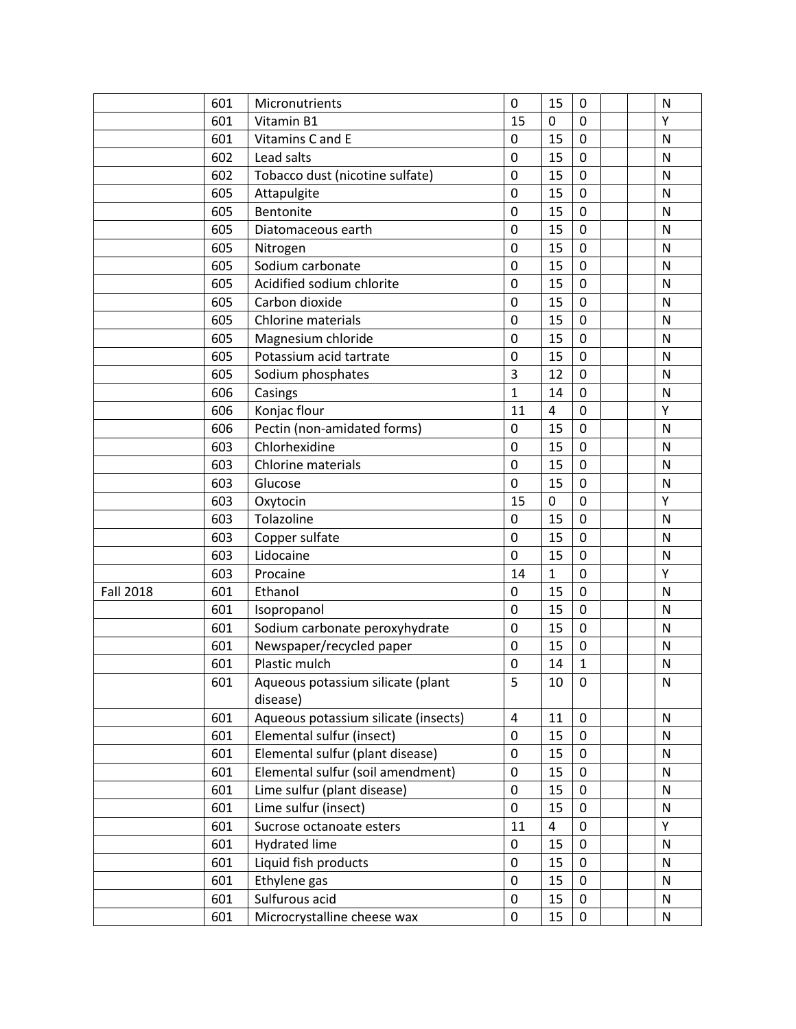| | | | | | | | | |
|---|---|---|---|---|---|---|---|---|
| | 601 | Micronutrients | 0 | 15 | 0 | | | N |
| | 601 | Vitamin B1 | 15 | 0 | 0 | | | Y |
| | 601 | Vitamins C and E | 0 | 15 | 0 | | | N |
| | 602 | Lead salts | 0 | 15 | 0 | | | N |
| | 602 | Tobacco dust (nicotine sulfate) | 0 | 15 | 0 | | | N |
| | 605 | Attapulgite | 0 | 15 | 0 | | | N |
| | 605 | Bentonite | 0 | 15 | 0 | | | N |
| | 605 | Diatomaceous earth | 0 | 15 | 0 | | | N |
| | 605 | Nitrogen | 0 | 15 | 0 | | | N |
| | 605 | Sodium carbonate | 0 | 15 | 0 | | | N |
| | 605 | Acidified sodium chlorite | 0 | 15 | 0 | | | N |
| | 605 | Carbon dioxide | 0 | 15 | 0 | | | N |
| | 605 | Chlorine materials | 0 | 15 | 0 | | | N |
| | 605 | Magnesium chloride | 0 | 15 | 0 | | | N |
| | 605 | Potassium acid tartrate | 0 | 15 | 0 | | | N |
| | 605 | Sodium phosphates | 3 | 12 | 0 | | | N |
| | 606 | Casings | 1 | 14 | 0 | | | N |
| | 606 | Konjac flour | 11 | 4 | 0 | | | Y |
| | 606 | Pectin (non-amidated forms) | 0 | 15 | 0 | | | N |
| | 603 | Chlorhexidine | 0 | 15 | 0 | | | N |
| | 603 | Chlorine materials | 0 | 15 | 0 | | | N |
| | 603 | Glucose | 0 | 15 | 0 | | | N |
| | 603 | Oxytocin | 15 | 0 | 0 | | | Y |
| | 603 | Tolazoline | 0 | 15 | 0 | | | N |
| | 603 | Copper sulfate | 0 | 15 | 0 | | | N |
| | 603 | Lidocaine | 0 | 15 | 0 | | | N |
| | 603 | Procaine | 14 | 1 | 0 | | | Y |
| Fall 2018 | 601 | Ethanol | 0 | 15 | 0 | | | N |
| | 601 | Isopropanol | 0 | 15 | 0 | | | N |
| | 601 | Sodium carbonate peroxyhydrate | 0 | 15 | 0 | | | N |
| | 601 | Newspaper/recycled paper | 0 | 15 | 0 | | | N |
| | 601 | Plastic mulch | 0 | 14 | 1 | | | N |
| | 601 | Aqueous potassium silicate (plant disease) | 5 | 10 | 0 | | | N |
| | 601 | Aqueous potassium silicate (insects) | 4 | 11 | 0 | | | N |
| | 601 | Elemental sulfur (insect) | 0 | 15 | 0 | | | N |
| | 601 | Elemental sulfur (plant disease) | 0 | 15 | 0 | | | N |
| | 601 | Elemental sulfur (soil amendment) | 0 | 15 | 0 | | | N |
| | 601 | Lime sulfur (plant disease) | 0 | 15 | 0 | | | N |
| | 601 | Lime sulfur (insect) | 0 | 15 | 0 | | | N |
| | 601 | Sucrose octanoate esters | 11 | 4 | 0 | | | Y |
| | 601 | Hydrated lime | 0 | 15 | 0 | | | N |
| | 601 | Liquid fish products | 0 | 15 | 0 | | | N |
| | 601 | Ethylene gas | 0 | 15 | 0 | | | N |
| | 601 | Sulfurous acid | 0 | 15 | 0 | | | N |
| | 601 | Microcrystalline cheese wax | 0 | 15 | 0 | | | N |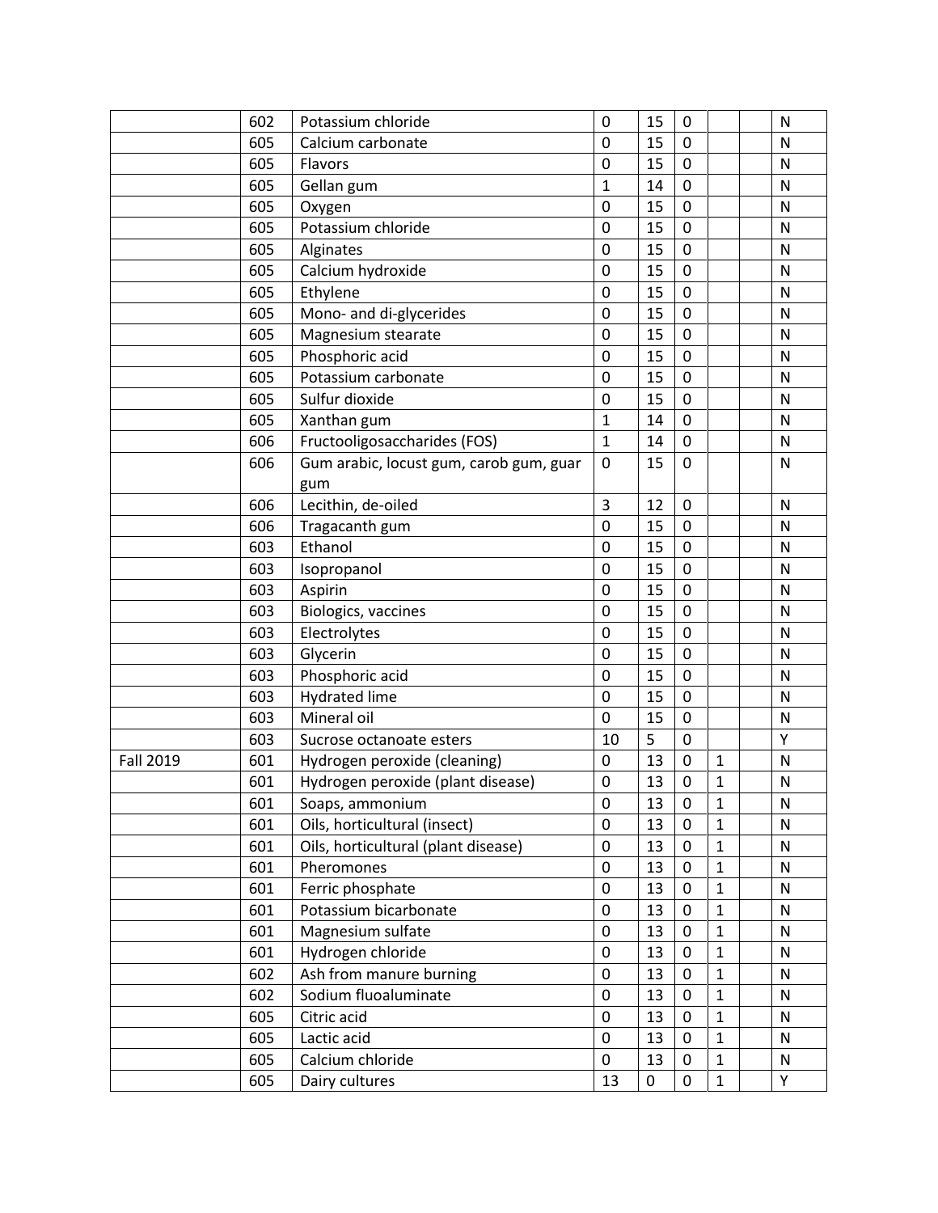|  | 602 | Potassium chloride | 0 | 15 | 0 |  |  | N |
|---|---|---|---|---|---|---|---|---|
|  | 605 | Calcium carbonate | 0 | 15 | 0 |  |  | N |
|  | 605 | Flavors | 0 | 15 | 0 |  |  | N |
|  | 605 | Gellan gum | 1 | 14 | 0 |  |  | N |
|  | 605 | Oxygen | 0 | 15 | 0 |  |  | N |
|  | 605 | Potassium chloride | 0 | 15 | 0 |  |  | N |
|  | 605 | Alginates | 0 | 15 | 0 |  |  | N |
|  | 605 | Calcium hydroxide | 0 | 15 | 0 |  |  | N |
|  | 605 | Ethylene | 0 | 15 | 0 |  |  | N |
|  | 605 | Mono- and di-glycerides | 0 | 15 | 0 |  |  | N |
|  | 605 | Magnesium stearate | 0 | 15 | 0 |  |  | N |
|  | 605 | Phosphoric acid | 0 | 15 | 0 |  |  | N |
|  | 605 | Potassium carbonate | 0 | 15 | 0 |  |  | N |
|  | 605 | Sulfur dioxide | 0 | 15 | 0 |  |  | N |
|  | 605 | Xanthan gum | 1 | 14 | 0 |  |  | N |
|  | 606 | Fructooligosaccharides (FOS) | 1 | 14 | 0 |  |  | N |
|  | 606 | Gum arabic, locust gum, carob gum, guar gum | 0 | 15 | 0 |  |  | N |
|  | 606 | Lecithin, de-oiled | 3 | 12 | 0 |  |  | N |
|  | 606 | Tragacanth gum | 0 | 15 | 0 |  |  | N |
|  | 603 | Ethanol | 0 | 15 | 0 |  |  | N |
|  | 603 | Isopropanol | 0 | 15 | 0 |  |  | N |
|  | 603 | Aspirin | 0 | 15 | 0 |  |  | N |
|  | 603 | Biologics, vaccines | 0 | 15 | 0 |  |  | N |
|  | 603 | Electrolytes | 0 | 15 | 0 |  |  | N |
|  | 603 | Glycerin | 0 | 15 | 0 |  |  | N |
|  | 603 | Phosphoric acid | 0 | 15 | 0 |  |  | N |
|  | 603 | Hydrated lime | 0 | 15 | 0 |  |  | N |
|  | 603 | Mineral oil | 0 | 15 | 0 |  |  | N |
|  | 603 | Sucrose octanoate esters | 10 | 5 | 0 |  |  | Y |
| Fall 2019 | 601 | Hydrogen peroxide (cleaning) | 0 | 13 | 0 | 1 |  | N |
|  | 601 | Hydrogen peroxide (plant disease) | 0 | 13 | 0 | 1 |  | N |
|  | 601 | Soaps, ammonium | 0 | 13 | 0 | 1 |  | N |
|  | 601 | Oils, horticultural (insect) | 0 | 13 | 0 | 1 |  | N |
|  | 601 | Oils, horticultural (plant disease) | 0 | 13 | 0 | 1 |  | N |
|  | 601 | Pheromones | 0 | 13 | 0 | 1 |  | N |
|  | 601 | Ferric phosphate | 0 | 13 | 0 | 1 |  | N |
|  | 601 | Potassium bicarbonate | 0 | 13 | 0 | 1 |  | N |
|  | 601 | Magnesium sulfate | 0 | 13 | 0 | 1 |  | N |
|  | 601 | Hydrogen chloride | 0 | 13 | 0 | 1 |  | N |
|  | 602 | Ash from manure burning | 0 | 13 | 0 | 1 |  | N |
|  | 602 | Sodium fluoaluminate | 0 | 13 | 0 | 1 |  | N |
|  | 605 | Citric acid | 0 | 13 | 0 | 1 |  | N |
|  | 605 | Lactic acid | 0 | 13 | 0 | 1 |  | N |
|  | 605 | Calcium chloride | 0 | 13 | 0 | 1 |  | N |
|  | 605 | Dairy cultures | 13 | 0 | 0 | 1 |  | Y |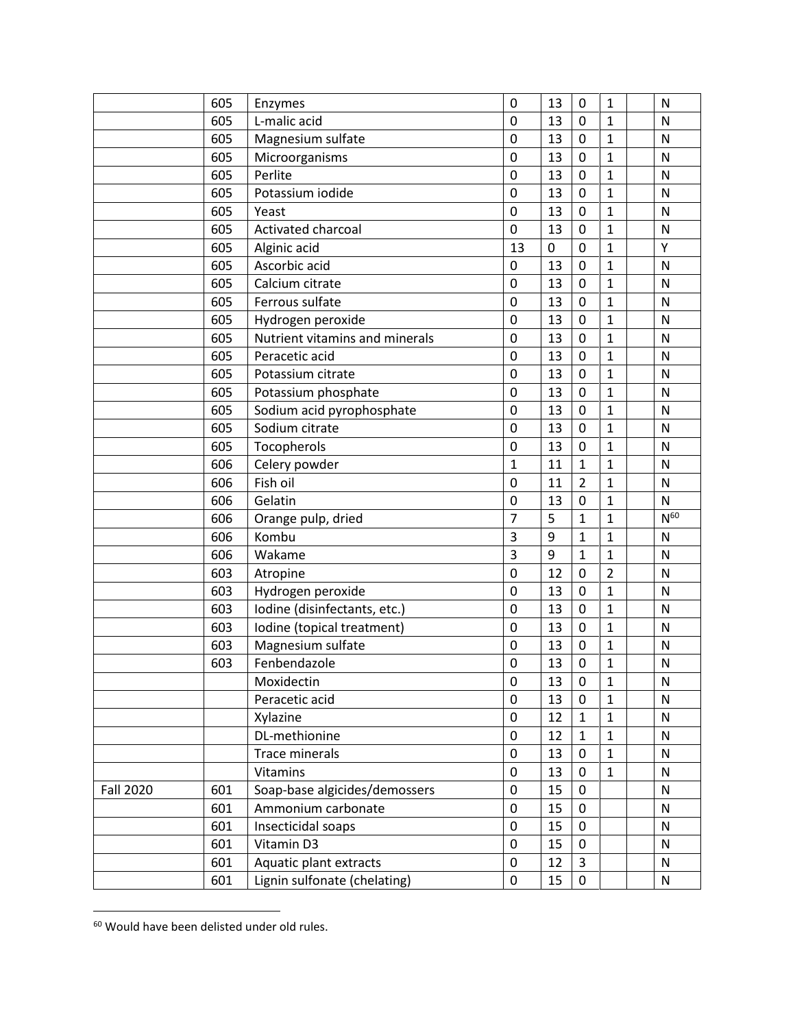| | | | | | | | |
|---|---|---|---|---|---|---|---|
| | 605 | Enzymes | 0 | 13 | 0 | 1 | | N |
| | 605 | L-malic acid | 0 | 13 | 0 | 1 | | N |
| | 605 | Magnesium sulfate | 0 | 13 | 0 | 1 | | N |
| | 605 | Microorganisms | 0 | 13 | 0 | 1 | | N |
| | 605 | Perlite | 0 | 13 | 0 | 1 | | N |
| | 605 | Potassium iodide | 0 | 13 | 0 | 1 | | N |
| | 605 | Yeast | 0 | 13 | 0 | 1 | | N |
| | 605 | Activated charcoal | 0 | 13 | 0 | 1 | | N |
| | 605 | Alginic acid | 13 | 0 | 0 | 1 | | Y |
| | 605 | Ascorbic acid | 0 | 13 | 0 | 1 | | N |
| | 605 | Calcium citrate | 0 | 13 | 0 | 1 | | N |
| | 605 | Ferrous sulfate | 0 | 13 | 0 | 1 | | N |
| | 605 | Hydrogen peroxide | 0 | 13 | 0 | 1 | | N |
| | 605 | Nutrient vitamins and minerals | 0 | 13 | 0 | 1 | | N |
| | 605 | Peracetic acid | 0 | 13 | 0 | 1 | | N |
| | 605 | Potassium citrate | 0 | 13 | 0 | 1 | | N |
| | 605 | Potassium phosphate | 0 | 13 | 0 | 1 | | N |
| | 605 | Sodium acid pyrophosphate | 0 | 13 | 0 | 1 | | N |
| | 605 | Sodium citrate | 0 | 13 | 0 | 1 | | N |
| | 605 | Tocopherols | 0 | 13 | 0 | 1 | | N |
| | 606 | Celery powder | 1 | 11 | 1 | 1 | | N |
| | 606 | Fish oil | 0 | 11 | 2 | 1 | | N |
| | 606 | Gelatin | 0 | 13 | 0 | 1 | | N |
| | 606 | Orange pulp, dried | 7 | 5 | 1 | 1 | | N[60] |
| | 606 | Kombu | 3 | 9 | 1 | 1 | | N |
| | 606 | Wakame | 3 | 9 | 1 | 1 | | N |
| | 603 | Atropine | 0 | 12 | 0 | 2 | | N |
| | 603 | Hydrogen peroxide | 0 | 13 | 0 | 1 | | N |
| | 603 | Iodine (disinfectants, etc.) | 0 | 13 | 0 | 1 | | N |
| | 603 | Iodine (topical treatment) | 0 | 13 | 0 | 1 | | N |
| | 603 | Magnesium sulfate | 0 | 13 | 0 | 1 | | N |
| | 603 | Fenbendazole | 0 | 13 | 0 | 1 | | N |
| | | Moxidectin | 0 | 13 | 0 | 1 | | N |
| | | Peracetic acid | 0 | 13 | 0 | 1 | | N |
| | | Xylazine | 0 | 12 | 1 | 1 | | N |
| | | DL-methionine | 0 | 12 | 1 | 1 | | N |
| | | Trace minerals | 0 | 13 | 0 | 1 | | N |
| | | Vitamins | 0 | 13 | 0 | 1 | | N |
| Fall 2020 | 601 | Soap-base algicides/demossers | 0 | 15 | 0 | | | N |
| | 601 | Ammonium carbonate | 0 | 15 | 0 | | | N |
| | 601 | Insecticidal soaps | 0 | 15 | 0 | | | N |
| | 601 | Vitamin D3 | 0 | 15 | 0 | | | N |
| | 601 | Aquatic plant extracts | 0 | 12 | 3 | | | N |
| | 601 | Lignin sulfonate (chelating) | 0 | 15 | 0 | | | N |

[60] Would have been delisted under old rules.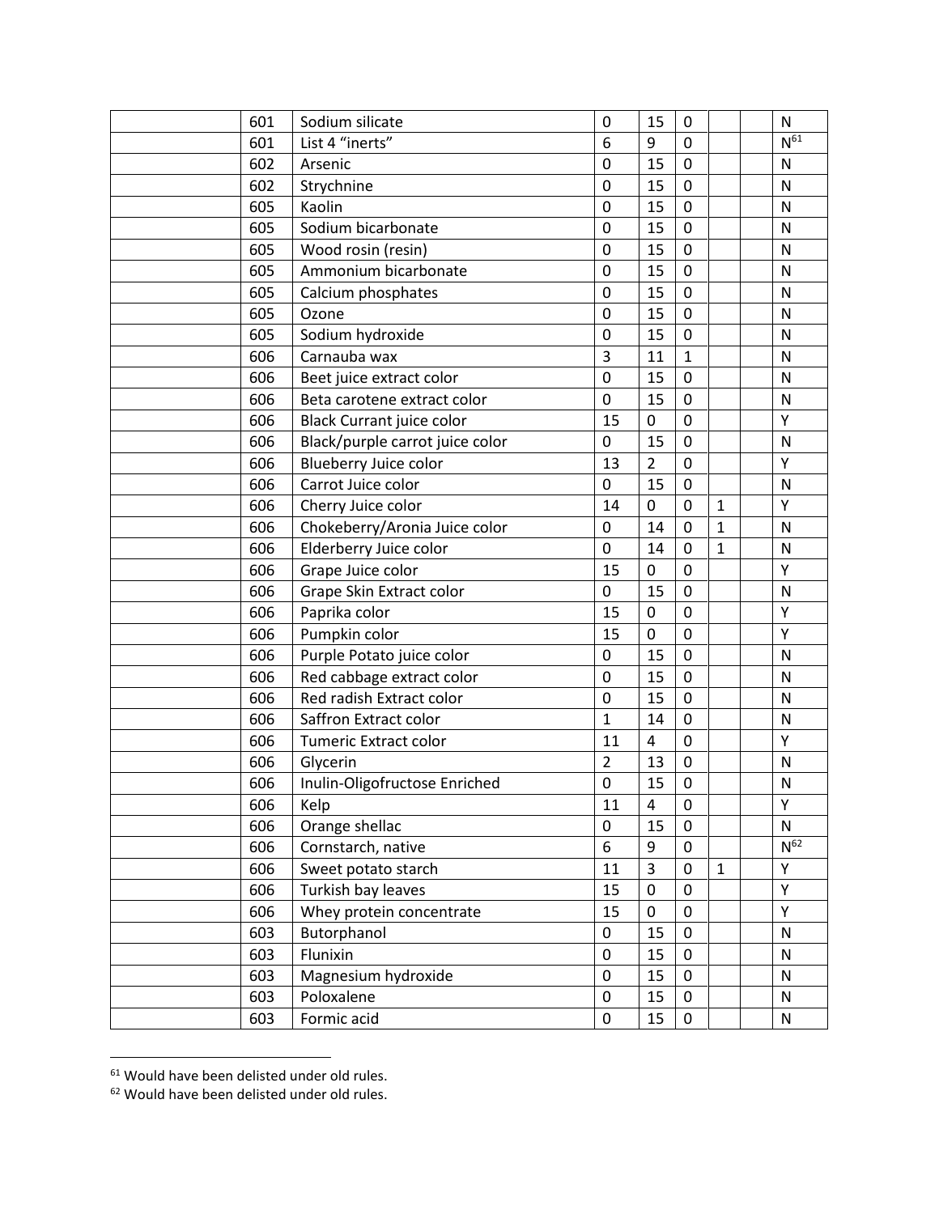| | | | | | | | | |
|---|---|---|---|---|---|---|---|---|
| | 601 | Sodium silicate | 0 | 15 | 0 | | | N |
| | 601 | List 4 “inerts” | 6 | 9 | 0 | | | N[61] |
| | 602 | Arsenic | 0 | 15 | 0 | | | N |
| | 602 | Strychnine | 0 | 15 | 0 | | | N |
| | 605 | Kaolin | 0 | 15 | 0 | | | N |
| | 605 | Sodium bicarbonate | 0 | 15 | 0 | | | N |
| | 605 | Wood rosin (resin) | 0 | 15 | 0 | | | N |
| | 605 | Ammonium bicarbonate | 0 | 15 | 0 | | | N |
| | 605 | Calcium phosphates | 0 | 15 | 0 | | | N |
| | 605 | Ozone | 0 | 15 | 0 | | | N |
| | 605 | Sodium hydroxide | 0 | 15 | 0 | | | N |
| | 606 | Carnauba wax | 3 | 11 | 1 | | | N |
| | 606 | Beet juice extract color | 0 | 15 | 0 | | | N |
| | 606 | Beta carotene extract color | 0 | 15 | 0 | | | N |
| | 606 | Black Currant juice color | 15 | 0 | 0 | | | Y |
| | 606 | Black/purple carrot juice color | 0 | 15 | 0 | | | N |
| | 606 | Blueberry Juice color | 13 | 2 | 0 | | | Y |
| | 606 | Carrot Juice color | 0 | 15 | 0 | | | N |
| | 606 | Cherry Juice color | 14 | 0 | 0 | 1 | | Y |
| | 606 | Chokeberry/Aronia Juice color | 0 | 14 | 0 | 1 | | N |
| | 606 | Elderberry Juice color | 0 | 14 | 0 | 1 | | N |
| | 606 | Grape Juice color | 15 | 0 | 0 | | | Y |
| | 606 | Grape Skin Extract color | 0 | 15 | 0 | | | N |
| | 606 | Paprika color | 15 | 0 | 0 | | | Y |
| | 606 | Pumpkin color | 15 | 0 | 0 | | | Y |
| | 606 | Purple Potato juice color | 0 | 15 | 0 | | | N |
| | 606 | Red cabbage extract color | 0 | 15 | 0 | | | N |
| | 606 | Red radish Extract color | 0 | 15 | 0 | | | N |
| | 606 | Saffron Extract color | 1 | 14 | 0 | | | N |
| | 606 | Tumeric Extract color | 11 | 4 | 0 | | | Y |
| | 606 | Glycerin | 2 | 13 | 0 | | | N |
| | 606 | Inulin-Oligofructose Enriched | 0 | 15 | 0 | | | N |
| | 606 | Kelp | 11 | 4 | 0 | | | Y |
| | 606 | Orange shellac | 0 | 15 | 0 | | | N |
| | 606 | Cornstarch, native | 6 | 9 | 0 | | | N[62] |
| | 606 | Sweet potato starch | 11 | 3 | 0 | 1 | | Y |
| | 606 | Turkish bay leaves | 15 | 0 | 0 | | | Y |
| | 606 | Whey protein concentrate | 15 | 0 | 0 | | | Y |
| | 603 | Butorphanol | 0 | 15 | 0 | | | N |
| | 603 | Flunixin | 0 | 15 | 0 | | | N |
| | 603 | Magnesium hydroxide | 0 | 15 | 0 | | | N |
| | 603 | Poloxalene | 0 | 15 | 0 | | | N |
| | 603 | Formic acid | 0 | 15 | 0 | | | N |

[61] Would have been delisted under old rules.

[62] Would have been delisted under old rules.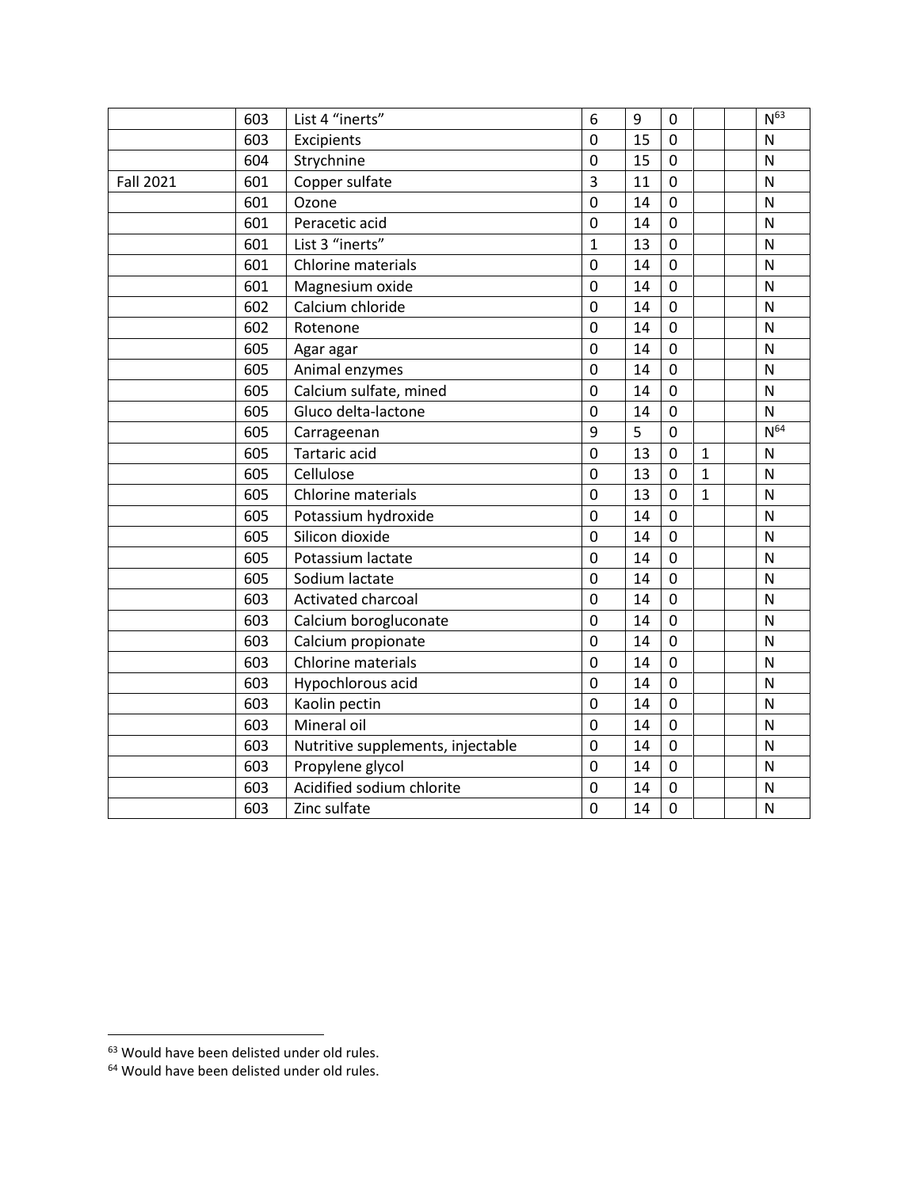| | | | | | | | | |
|---|---|---|---|---|---|---|---|---|
| | 603 | List 4 “inerts” | 6 | 9 | 0 | | | N[63] |
| | 603 | Excipients | 0 | 15 | 0 | | | N |
| | 604 | Strychnine | 0 | 15 | 0 | | | N |
| Fall 2021 | 601 | Copper sulfate | 3 | 11 | 0 | | | N |
| | 601 | Ozone | 0 | 14 | 0 | | | N |
| | 601 | Peracetic acid | 0 | 14 | 0 | | | N |
| | 601 | List 3 “inerts” | 1 | 13 | 0 | | | N |
| | 601 | Chlorine materials | 0 | 14 | 0 | | | N |
| | 601 | Magnesium oxide | 0 | 14 | 0 | | | N |
| | 602 | Calcium chloride | 0 | 14 | 0 | | | N |
| | 602 | Rotenone | 0 | 14 | 0 | | | N |
| | 605 | Agar agar | 0 | 14 | 0 | | | N |
| | 605 | Animal enzymes | 0 | 14 | 0 | | | N |
| | 605 | Calcium sulfate, mined | 0 | 14 | 0 | | | N |
| | 605 | Gluco delta-lactone | 0 | 14 | 0 | | | N |
| | 605 | Carrageenan | 9 | 5 | 0 | | | N[64] |
| | 605 | Tartaric acid | 0 | 13 | 0 | 1 | | N |
| | 605 | Cellulose | 0 | 13 | 0 | 1 | | N |
| | 605 | Chlorine materials | 0 | 13 | 0 | 1 | | N |
| | 605 | Potassium hydroxide | 0 | 14 | 0 | | | N |
| | 605 | Silicon dioxide | 0 | 14 | 0 | | | N |
| | 605 | Potassium lactate | 0 | 14 | 0 | | | N |
| | 605 | Sodium lactate | 0 | 14 | 0 | | | N |
| | 603 | Activated charcoal | 0 | 14 | 0 | | | N |
| | 603 | Calcium borogluconate | 0 | 14 | 0 | | | N |
| | 603 | Calcium propionate | 0 | 14 | 0 | | | N |
| | 603 | Chlorine materials | 0 | 14 | 0 | | | N |
| | 603 | Hypochlorous acid | 0 | 14 | 0 | | | N |
| | 603 | Kaolin pectin | 0 | 14 | 0 | | | N |
| | 603 | Mineral oil | 0 | 14 | 0 | | | N |
| | 603 | Nutritive supplements, injectable | 0 | 14 | 0 | | | N |
| | 603 | Propylene glycol | 0 | 14 | 0 | | | N |
| | 603 | Acidified sodium chlorite | 0 | 14 | 0 | | | N |
| | 603 | Zinc sulfate | 0 | 14 | 0 | | | N |

[63] Would have been delisted under old rules.

[64] Would have been delisted under old rules.